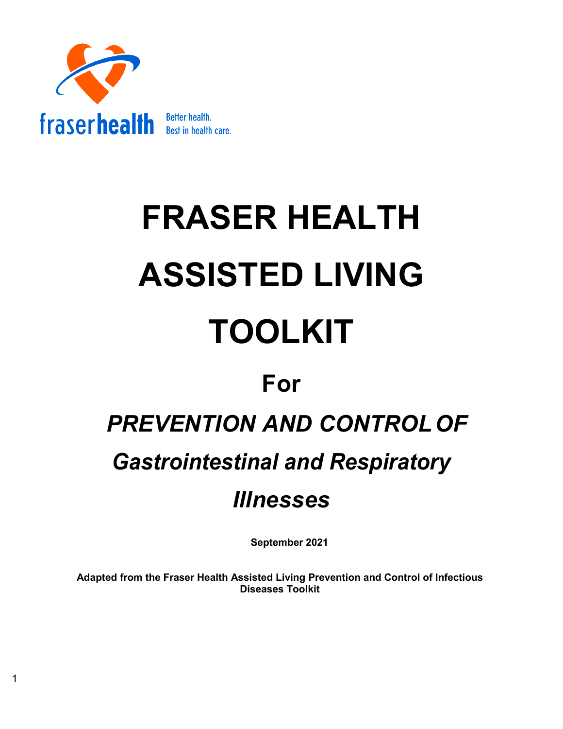fraserhealth Better health. Best in health care.

# FRASER HEALTH ASSISTED LIVING TOOLKIT

## For

## *PREVENTION AND CONTROL OF Gastrointestinal and Respiratory Illnesses*

**September 2021**

**Adapted from the Fraser Health Assisted Living Prevention and Control of Infectious Diseases Toolkit**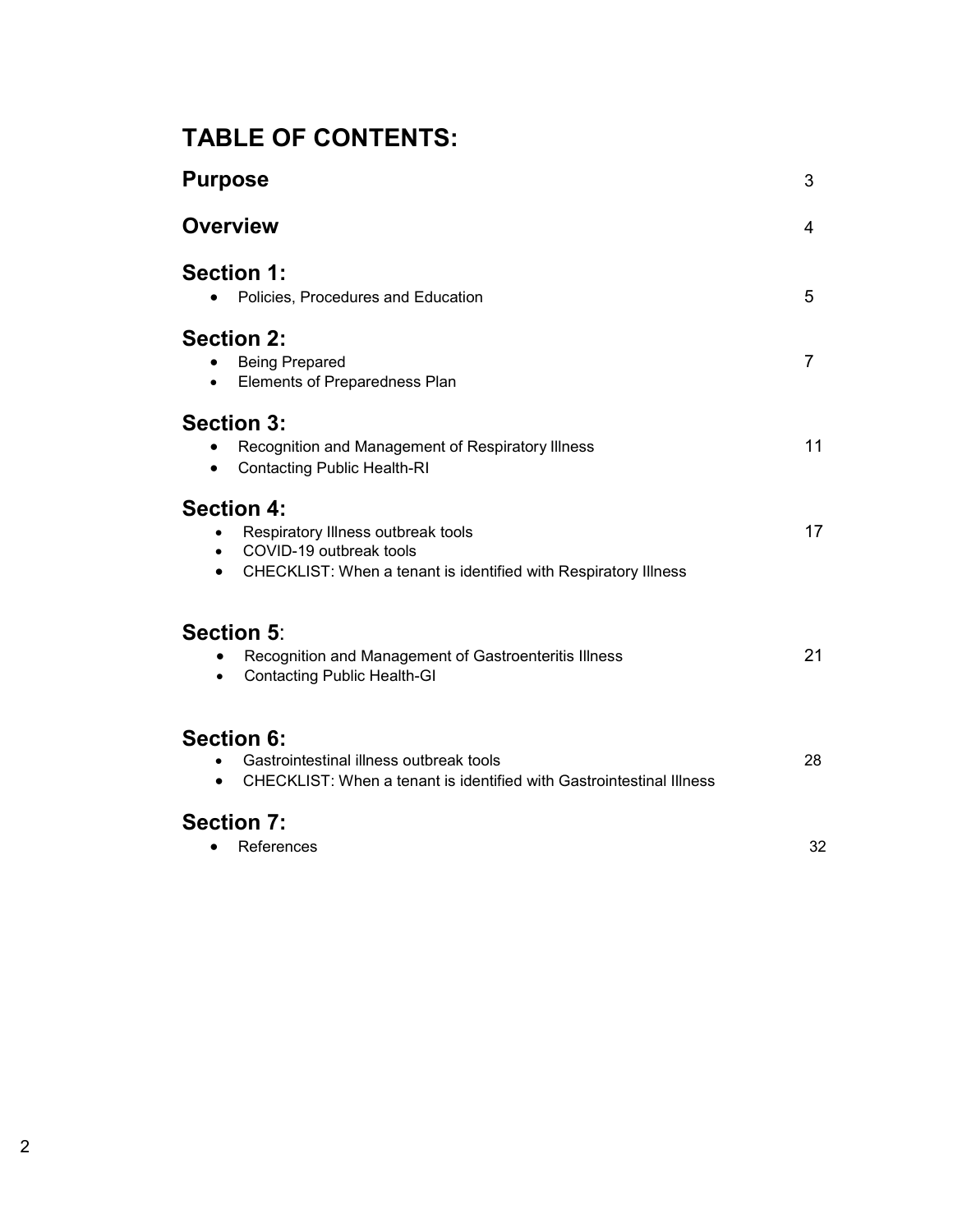# TABLE OF CONTENTS:

## Purpose 3

## Overview 4

## Section 1:

- Policies, Procedures and Education 5

## Section 2:

- Being Prepared 7
- Elements of Preparedness Plan

## Section 3:

- Recognition and Management of Respiratory Illness 11
- Contacting Public Health-RI

## Section 4:

- Respiratory Illness outbreak tools 17
- COVID-19 outbreak tools
- CHECKLIST: When a tenant is identified with Respiratory Illness

## Section 5:

- Recognition and Management of Gastroenteritis Illness 21
- Contacting Public Health-GI

## Section 6:

- Gastrointestinal illness outbreak tools 28
- CHECKLIST: When a tenant is identified with Gastrointestinal Illness

## Section 7:

- References 32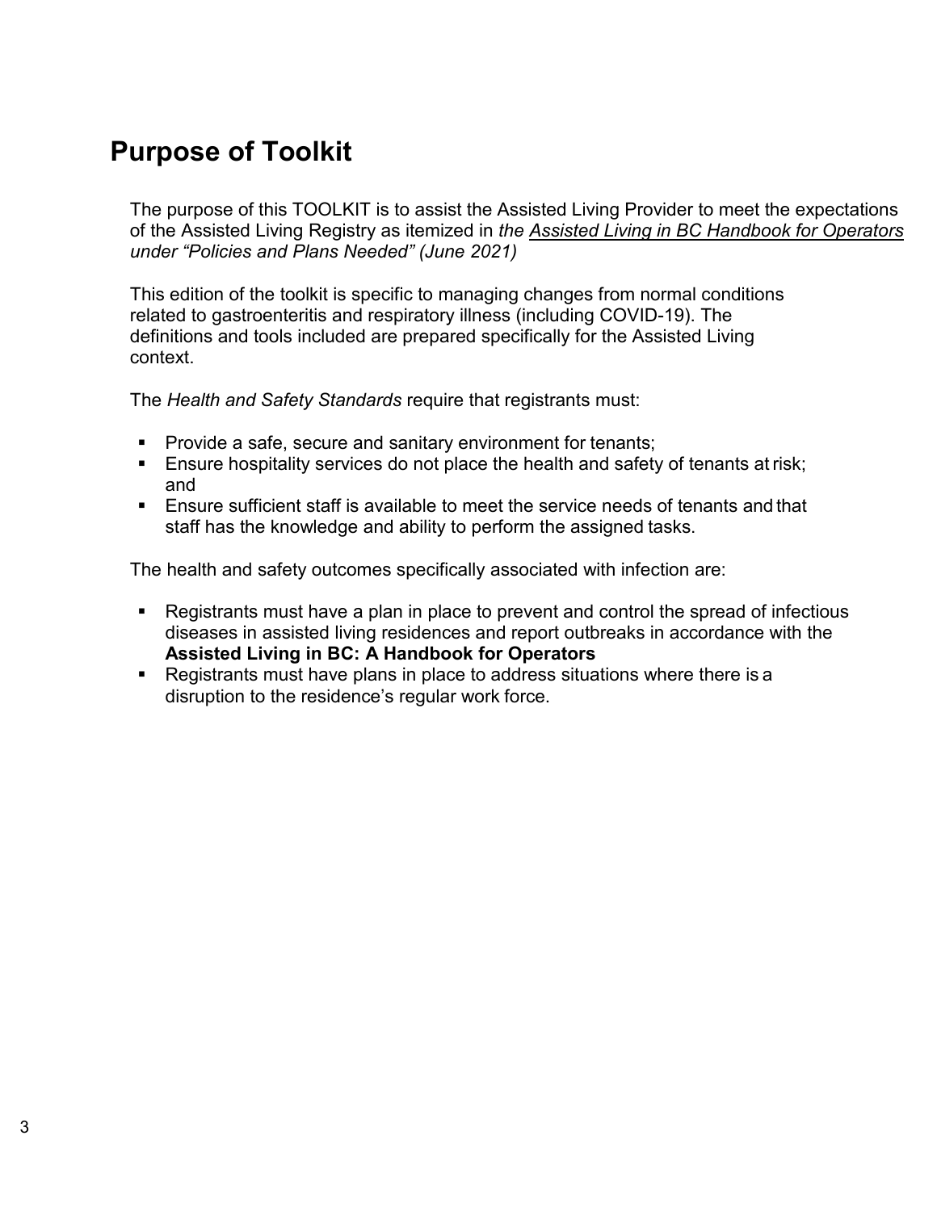# Purpose of Toolkit

The purpose of this TOOLKIT is to assist the Assisted Living Provider to meet the expectations of the Assisted Living Registry as itemized in *the Assisted Living in BC Handbook for Operators under "Policies and Plans Needed" (June 2021)*

This edition of the toolkit is specific to managing changes from normal conditions related to gastroenteritis and respiratory illness (including COVID-19). The definitions and tools included are prepared specifically for the Assisted Living context.

The *Health and Safety Standards* require that registrants must:

- Provide a safe, secure and sanitary environment for tenants;
- Ensure hospitality services do not place the health and safety of tenants at risk; and
- Ensure sufficient staff is available to meet the service needs of tenants and that staff has the knowledge and ability to perform the assigned tasks.

The health and safety outcomes specifically associated with infection are:

- Registrants must have a plan in place to prevent and control the spread of infectious diseases in assisted living residences and report outbreaks in accordance with the **Assisted Living in BC: A Handbook for Operators**
- Registrants must have plans in place to address situations where there is a disruption to the residence's regular work force.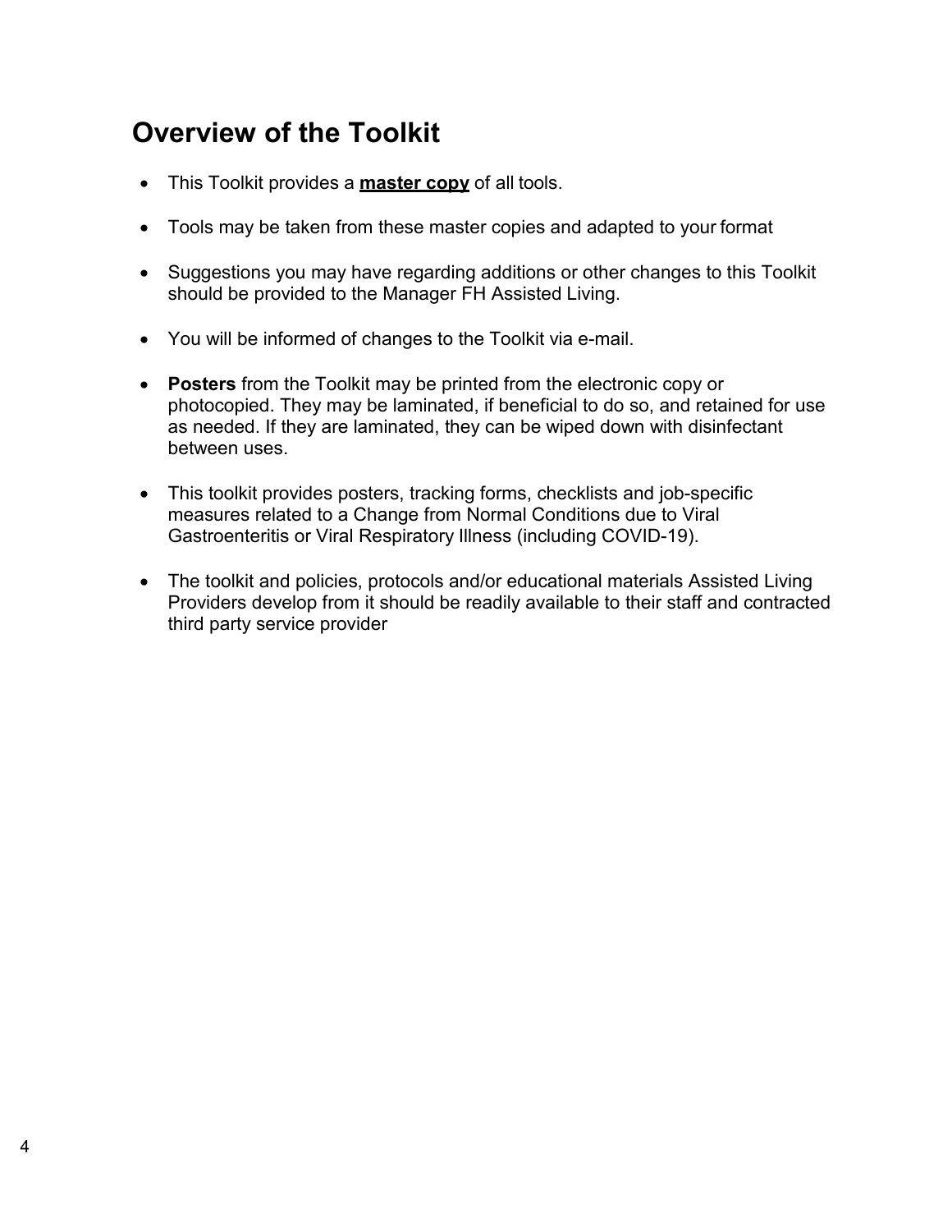# Overview of the Toolkit

- This Toolkit provides a **<u>master copy</u>** of all tools.

- Tools may be taken from these master copies and adapted to your format

- Suggestions you may have regarding additions or other changes to this Toolkit should be provided to the Manager FH Assisted Living.

- You will be informed of changes to the Toolkit via e-mail.

- **Posters** from the Toolkit may be printed from the electronic copy or photocopied. They may be laminated, if beneficial to do so, and retained for use as needed. If they are laminated, they can be wiped down with disinfectant between uses.

- This toolkit provides posters, tracking forms, checklists and job-specific measures related to a Change from Normal Conditions due to Viral Gastroenteritis or Viral Respiratory Illness (including COVID-19).

- The toolkit and policies, protocols and/or educational materials Assisted Living Providers develop from it should be readily available to their staff and contracted third party service provider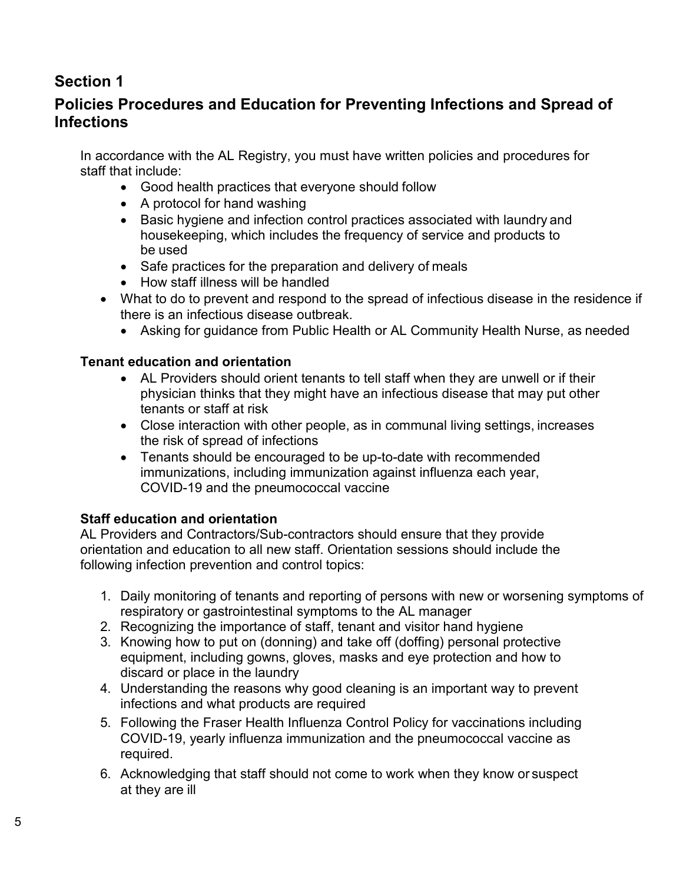## Section 1

## Policies Procedures and Education for Preventing Infections and Spread of Infections

In accordance with the AL Registry, you must have written policies and procedures for staff that include:

- Good health practices that everyone should follow
- A protocol for hand washing
- Basic hygiene and infection control practices associated with laundry and housekeeping, which includes the frequency of service and products to be used
- Safe practices for the preparation and delivery of meals
- How staff illness will be handled
- What to do to prevent and respond to the spread of infectious disease in the residence if there is an infectious disease outbreak.
  - Asking for guidance from Public Health or AL Community Health Nurse, as needed

### Tenant education and orientation

- AL Providers should orient tenants to tell staff when they are unwell or if their physician thinks that they might have an infectious disease that may put other tenants or staff at risk
- Close interaction with other people, as in communal living settings, increases the risk of spread of infections
- Tenants should be encouraged to be up-to-date with recommended immunizations, including immunization against influenza each year, COVID-19 and the pneumococcal vaccine

### Staff education and orientation

AL Providers and Contractors/Sub-contractors should ensure that they provide orientation and education to all new staff. Orientation sessions should include the following infection prevention and control topics:

1. Daily monitoring of tenants and reporting of persons with new or worsening symptoms of respiratory or gastrointestinal symptoms to the AL manager
2. Recognizing the importance of staff, tenant and visitor hand hygiene
3. Knowing how to put on (donning) and take off (doffing) personal protective equipment, including gowns, gloves, masks and eye protection and how to discard or place in the laundry
4. Understanding the reasons why good cleaning is an important way to prevent infections and what products are required
5. Following the Fraser Health Influenza Control Policy for vaccinations including COVID-19, yearly influenza immunization and the pneumococcal vaccine as required.
6. Acknowledging that staff should not come to work when they know or suspect at they are ill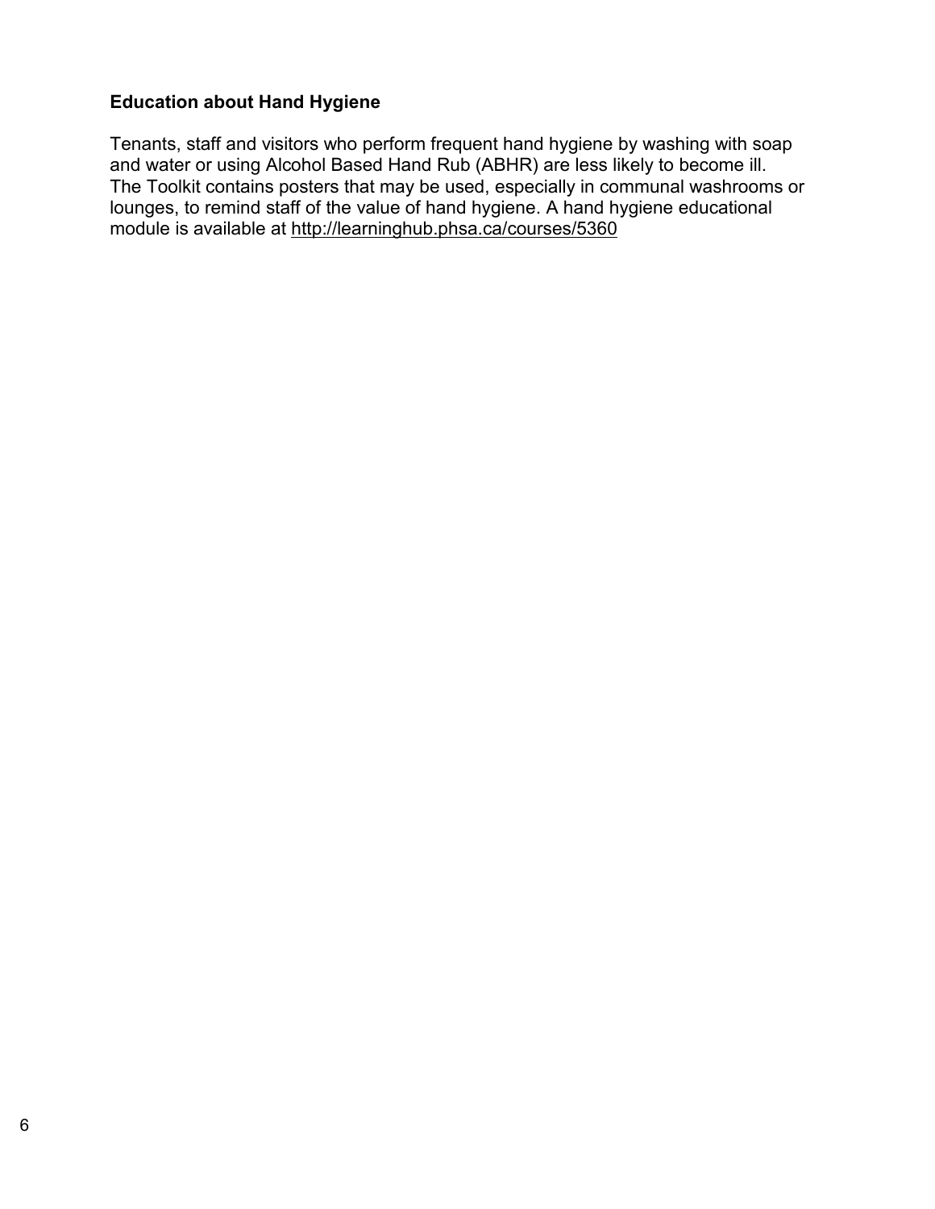**Education about Hand Hygiene**

Tenants, staff and visitors who perform frequent hand hygiene by washing with soap and water or using Alcohol Based Hand Rub (ABHR) are less likely to become ill. The Toolkit contains posters that may be used, especially in communal washrooms or lounges, to remind staff of the value of hand hygiene. A hand hygiene educational module is available at http://learninghub.phsa.ca/courses/5360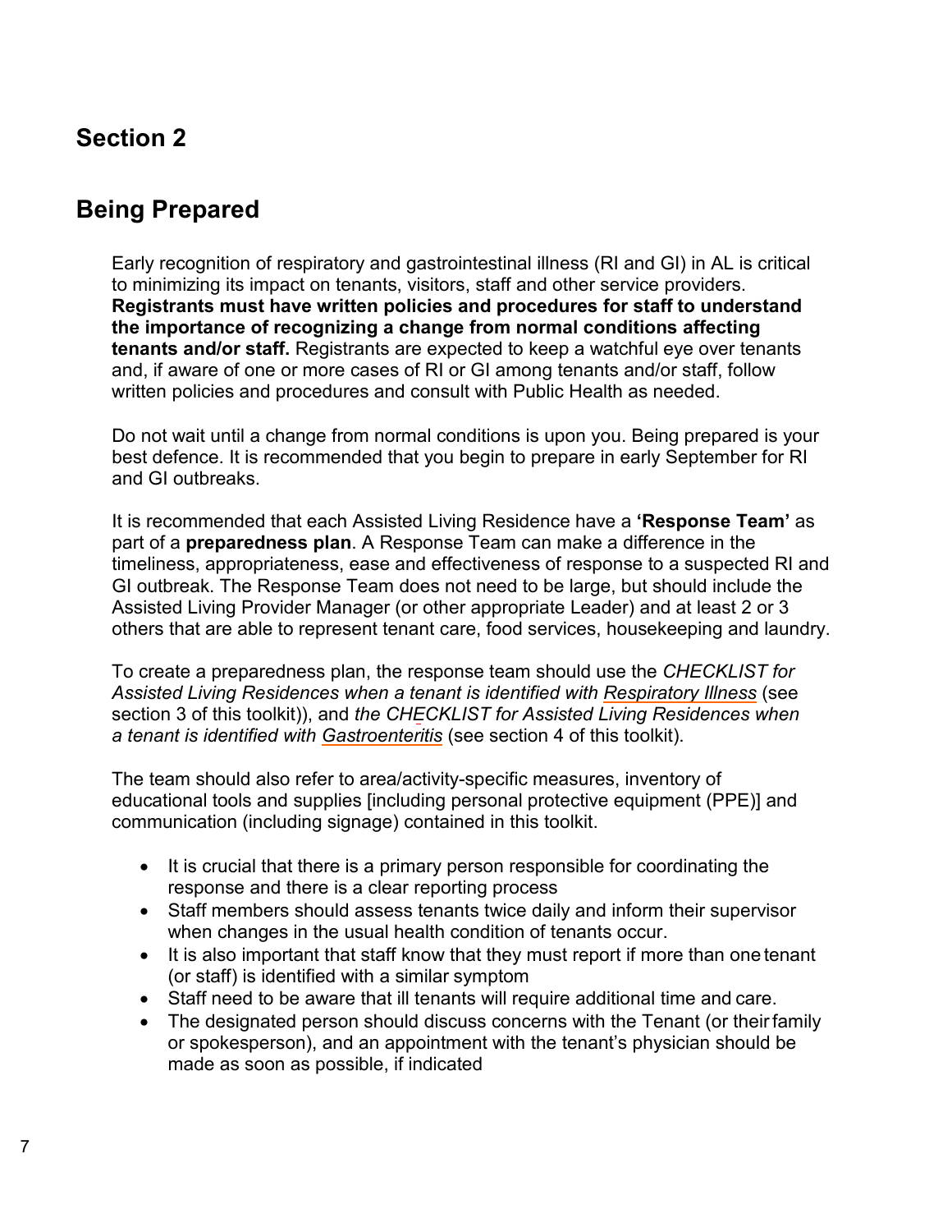# Section 2

## Being Prepared

Early recognition of respiratory and gastrointestinal illness (RI and GI) in AL is critical to minimizing its impact on tenants, visitors, staff and other service providers. **Registrants must have written policies and procedures for staff to understand the importance of recognizing a change from normal conditions affecting tenants and/or staff.** Registrants are expected to keep a watchful eye over tenants and, if aware of one or more cases of RI or GI among tenants and/or staff, follow written policies and procedures and consult with Public Health as needed.

Do not wait until a change from normal conditions is upon you. Being prepared is your best defence. It is recommended that you begin to prepare in early September for RI and GI outbreaks.

It is recommended that each Assisted Living Residence have a **'Response Team'** as part of a **preparedness plan**. A Response Team can make a difference in the timeliness, appropriateness, ease and effectiveness of response to a suspected RI and GI outbreak. The Response Team does not need to be large, but should include the Assisted Living Provider Manager (or other appropriate Leader) and at least 2 or 3 others that are able to represent tenant care, food services, housekeeping and laundry.

To create a preparedness plan, the response team should use the *CHECKLIST for Assisted Living Residences when a tenant is identified with Respiratory Illness* (see section 3 of this toolkit)), and *the CHECKLIST for Assisted Living Residences when a tenant is identified with Gastroenteritis* (see section 4 of this toolkit).

The team should also refer to area/activity-specific measures, inventory of educational tools and supplies [including personal protective equipment (PPE)] and communication (including signage) contained in this toolkit.

- It is crucial that there is a primary person responsible for coordinating the response and there is a clear reporting process
- Staff members should assess tenants twice daily and inform their supervisor when changes in the usual health condition of tenants occur.
- It is also important that staff know that they must report if more than one tenant (or staff) is identified with a similar symptom
- Staff need to be aware that ill tenants will require additional time and care.
- The designated person should discuss concerns with the Tenant (or their family or spokesperson), and an appointment with the tenant's physician should be made as soon as possible, if indicated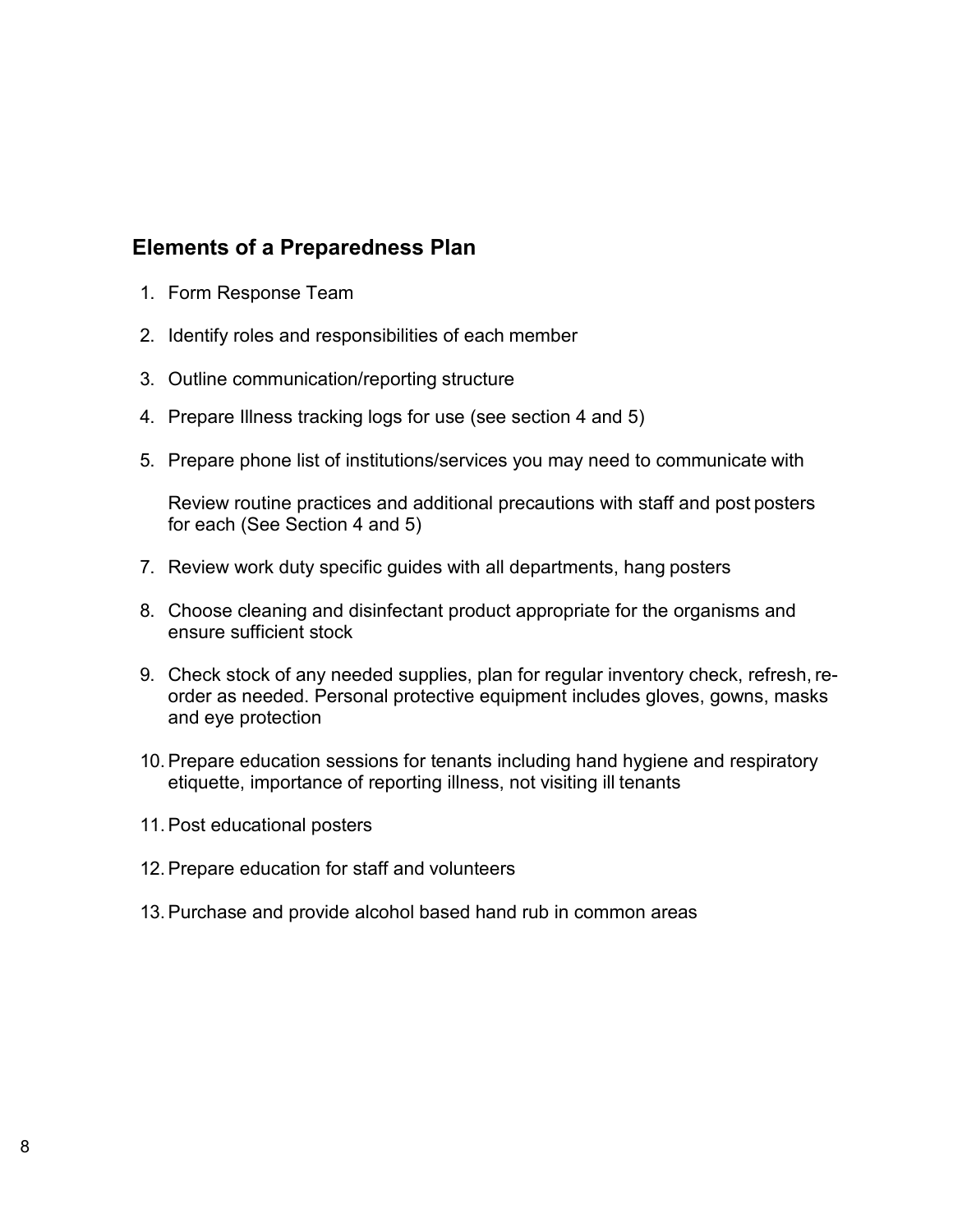## Elements of a Preparedness Plan

1. Form Response Team
2. Identify roles and responsibilities of each member
3. Outline communication/reporting structure
4. Prepare Illness tracking logs for use (see section 4 and 5)
5. Prepare phone list of institutions/services you may need to communicate with

   Review routine practices and additional precautions with staff and post posters for each (See Section 4 and 5)

7. Review work duty specific guides with all departments, hang posters
8. Choose cleaning and disinfectant product appropriate for the organisms and ensure sufficient stock
9. Check stock of any needed supplies, plan for regular inventory check, refresh, re-order as needed. Personal protective equipment includes gloves, gowns, masks and eye protection
10. Prepare education sessions for tenants including hand hygiene and respiratory etiquette, importance of reporting illness, not visiting ill tenants
11. Post educational posters
12. Prepare education for staff and volunteers
13. Purchase and provide alcohol based hand rub in common areas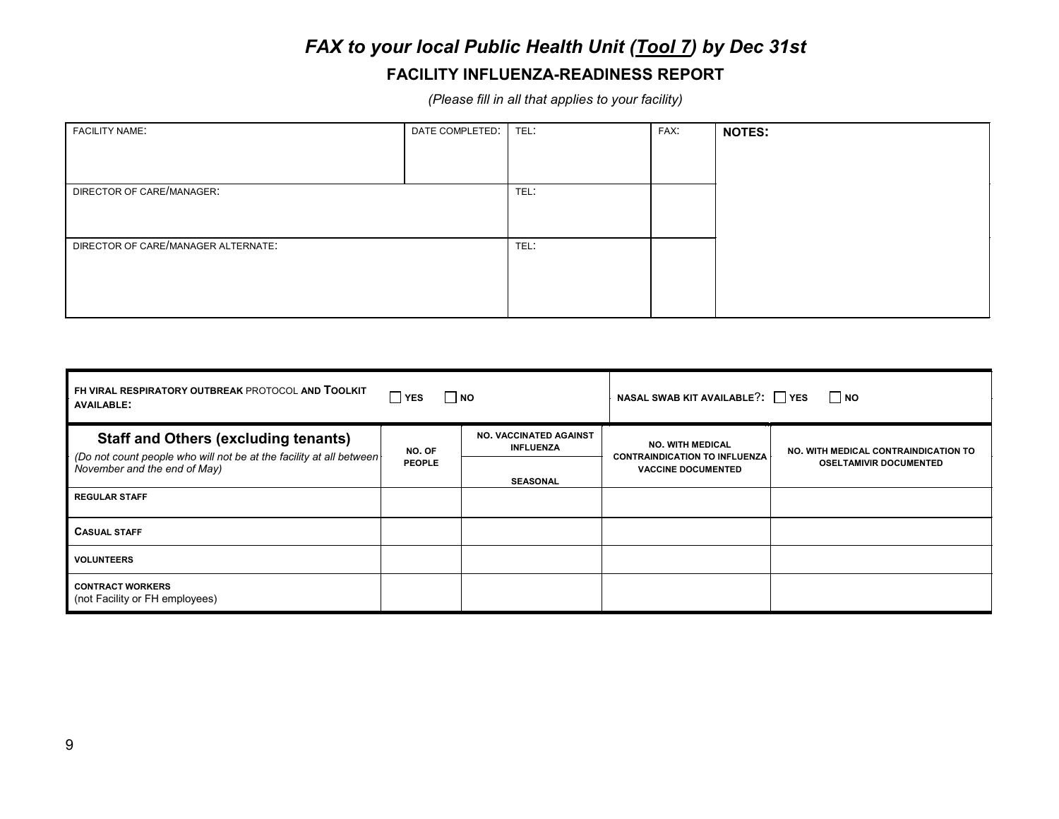### *FAX to your local Public Health Unit (Tool 7) by Dec 31st*

## FACILITY INFLUENZA-READINESS REPORT

*(Please fill in all that applies to your facility)*

| FACILITY NAME: | DATE COMPLETED: | TEL: | FAX: | **NOTES:** |
|---|---|---|---|---|
| DIRECTOR OF CARE/MANAGER: | | TEL: | | |
| DIRECTOR OF CARE/MANAGER ALTERNATE: | | TEL: | | |

| **FH VIRAL RESPIRATORY OUTBREAK** PROTOCOL **AND TOOLKIT AVAILABLE:** ☐ **YES** ☐ **NO** | | | **NASAL SWAB KIT AVAILABLE?:** ☐ **YES** ☐ **NO** | |
|---|---|---|---|---|
| **Staff and Others (excluding tenants)** *(Do not count people who will not be at the facility at all between November and the end of May)* | **NO. OF PEOPLE** | **NO. VACCINATED AGAINST INFLUENZA** **SEASONAL** | **NO. WITH MEDICAL CONTRAINDICATION TO INFLUENZA VACCINE DOCUMENTED** | **NO. WITH MEDICAL CONTRAINDICATION TO OSELTAMIVIR DOCUMENTED** |
| **REGULAR STAFF** | | | | |
| **CASUAL STAFF** | | | | |
| **VOLUNTEERS** | | | | |
| **CONTRACT WORKERS** (not Facility or FH employees) | | | | |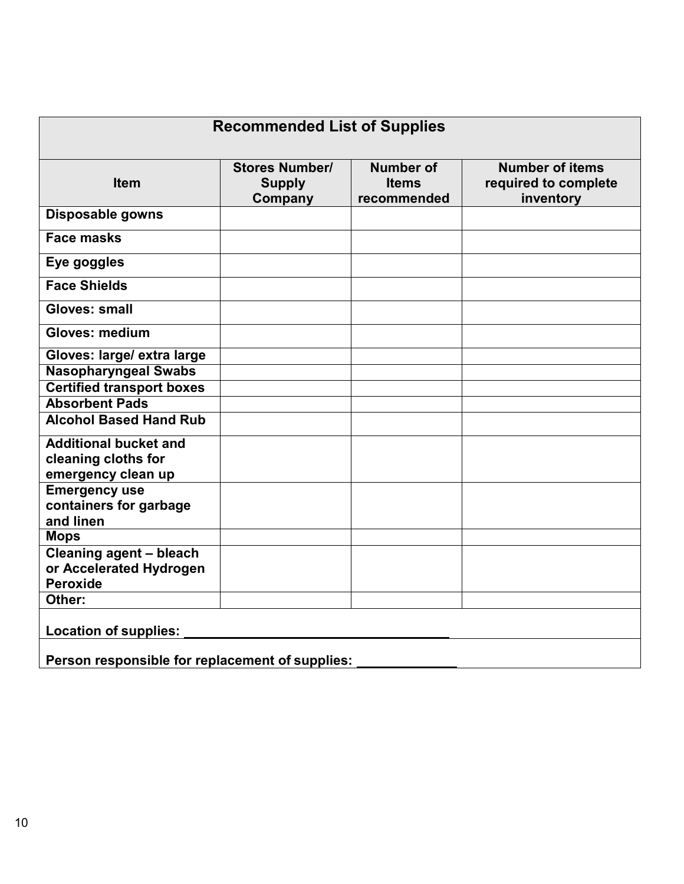| Recommended List of Supplies | | | |
|---|---|---|---|
| **Item** | **Stores Number/ Supply Company** | **Number of Items recommended** | **Number of items required to complete inventory** |
| **Disposable gowns** | | | |
| **Face masks** | | | |
| **Eye goggles** | | | |
| **Face Shields** | | | |
| **Gloves: small** | | | |
| **Gloves: medium** | | | |
| **Gloves: large/ extra large** | | | |
| **Nasopharyngeal Swabs** | | | |
| **Certified transport boxes** | | | |
| **Absorbent Pads** | | | |
| **Alcohol Based Hand Rub** | | | |
| **Additional bucket and cleaning cloths for emergency clean up** | | | |
| **Emergency use containers for garbage and linen** | | | |
| **Mops** | | | |
| **Cleaning agent – bleach or Accelerated Hydrogen Peroxide** | | | |
| **Other:** | | | |
| **Location of supplies:** ____________________________________ | | | |
| **Person responsible for replacement of supplies:** _____________ | | | |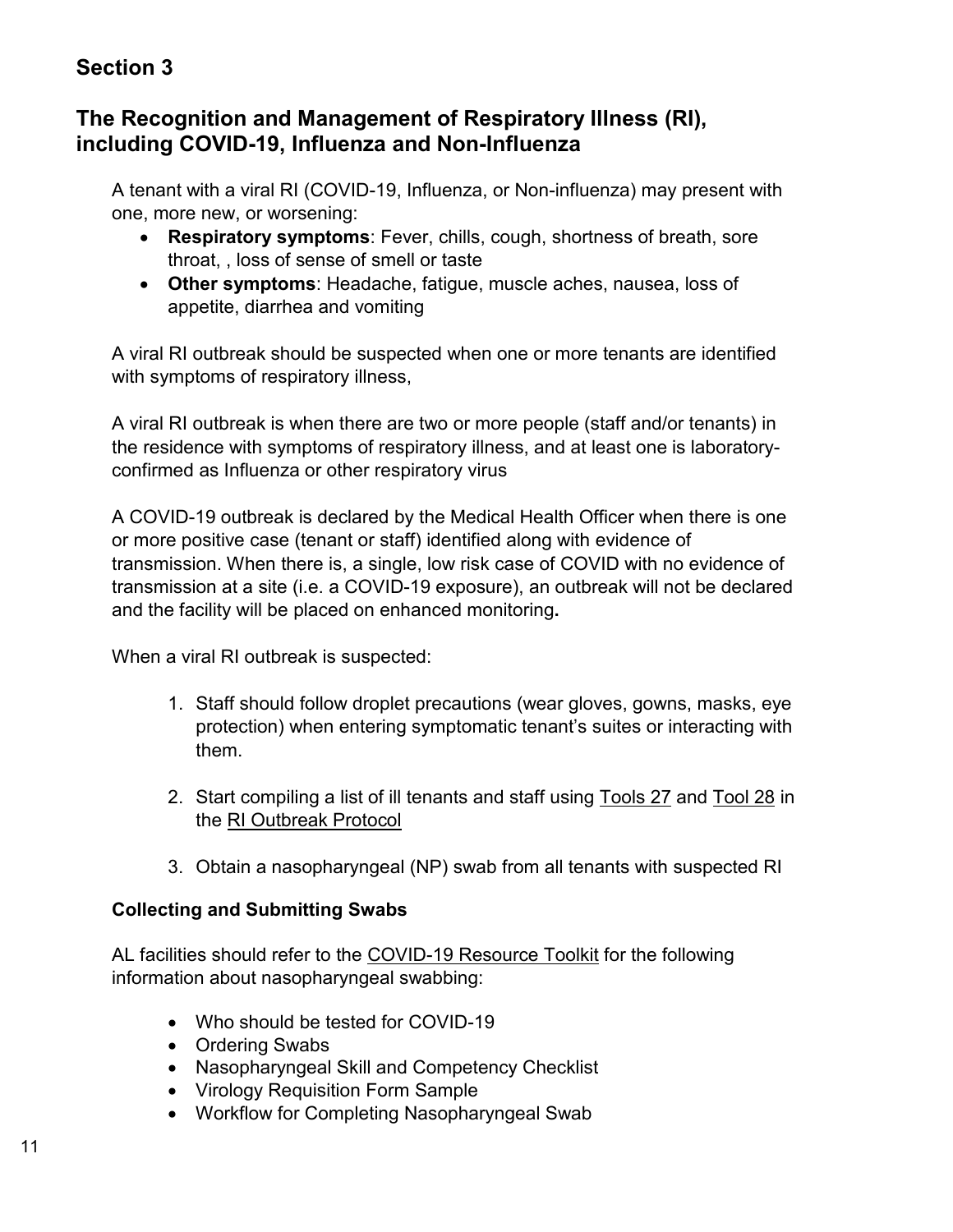## Section 3

## The Recognition and Management of Respiratory Illness (RI), including COVID-19, Influenza and Non-Influenza

A tenant with a viral RI (COVID-19, Influenza, or Non-influenza) may present with one, more new, or worsening:

- **Respiratory symptoms**: Fever, chills, cough, shortness of breath, sore throat, , loss of sense of smell or taste
- **Other symptoms**: Headache, fatigue, muscle aches, nausea, loss of appetite, diarrhea and vomiting

A viral RI outbreak should be suspected when one or more tenants are identified with symptoms of respiratory illness,

A viral RI outbreak is when there are two or more people (staff and/or tenants) in the residence with symptoms of respiratory illness, and at least one is laboratory-confirmed as Influenza or other respiratory virus

A COVID-19 outbreak is declared by the Medical Health Officer when there is one or more positive case (tenant or staff) identified along with evidence of transmission. When there is, a single, low risk case of COVID with no evidence of transmission at a site (i.e. a COVID-19 exposure), an outbreak will not be declared and the facility will be placed on enhanced monitoring**.**

When a viral RI outbreak is suspected:

1. Staff should follow droplet precautions (wear gloves, gowns, masks, eye protection) when entering symptomatic tenant's suites or interacting with them.
2. Start compiling a list of ill tenants and staff using Tools 27 and Tool 28 in the RI Outbreak Protocol
3. Obtain a nasopharyngeal (NP) swab from all tenants with suspected RI

### Collecting and Submitting Swabs

AL facilities should refer to the COVID-19 Resource Toolkit for the following information about nasopharyngeal swabbing:

- Who should be tested for COVID-19
- Ordering Swabs
- Nasopharyngeal Skill and Competency Checklist
- Virology Requisition Form Sample
- Workflow for Completing Nasopharyngeal Swab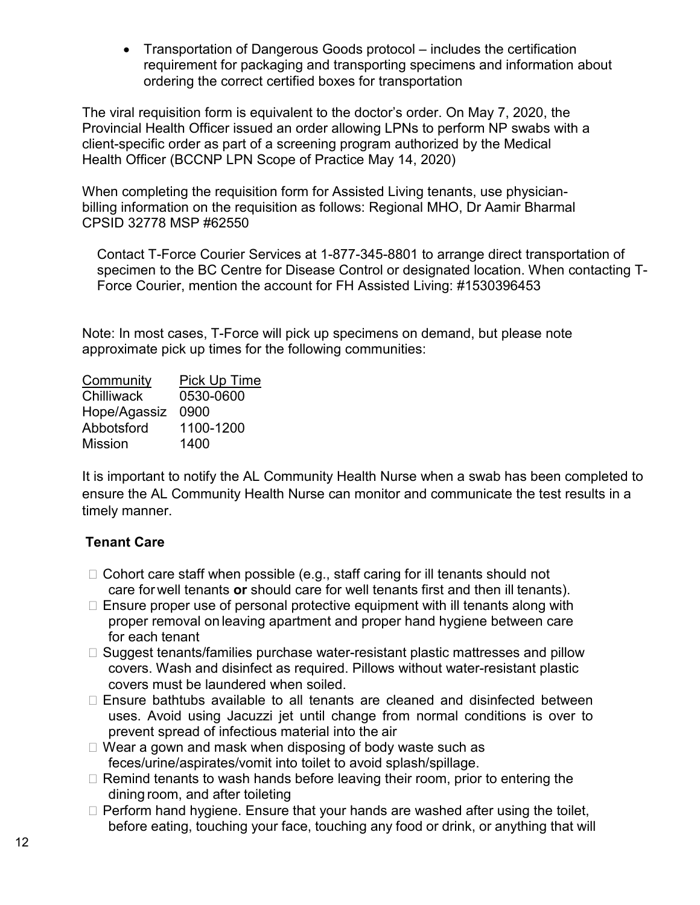- Transportation of Dangerous Goods protocol – includes the certification requirement for packaging and transporting specimens and information about ordering the correct certified boxes for transportation

The viral requisition form is equivalent to the doctor's order. On May 7, 2020, the Provincial Health Officer issued an order allowing LPNs to perform NP swabs with a client-specific order as part of a screening program authorized by the Medical Health Officer (BCCNP LPN Scope of Practice May 14, 2020)

When completing the requisition form for Assisted Living tenants, use physician-billing information on the requisition as follows: Regional MHO, Dr Aamir Bharmal CPSID 32778 MSP #62550

Contact T-Force Courier Services at 1-877-345-8801 to arrange direct transportation of specimen to the BC Centre for Disease Control or designated location. When contacting T-Force Courier, mention the account for FH Assisted Living: #1530396453

Note: In most cases, T-Force will pick up specimens on demand, but please note approximate pick up times for the following communities:

| Community | Pick Up Time |
|---|---|
| Chilliwack | 0530-0600 |
| Hope/Agassiz | 0900 |
| Abbotsford | 1100-1200 |
| Mission | 1400 |

It is important to notify the AL Community Health Nurse when a swab has been completed to ensure the AL Community Health Nurse can monitor and communicate the test results in a timely manner.

**Tenant Care**

- Cohort care staff when possible (e.g., staff caring for ill tenants should not care for well tenants **or** should care for well tenants first and then ill tenants).
- Ensure proper use of personal protective equipment with ill tenants along with proper removal on leaving apartment and proper hand hygiene between care for each tenant
- Suggest tenants/families purchase water-resistant plastic mattresses and pillow covers. Wash and disinfect as required. Pillows without water-resistant plastic covers must be laundered when soiled.
- Ensure bathtubs available to all tenants are cleaned and disinfected between uses. Avoid using Jacuzzi jet until change from normal conditions is over to prevent spread of infectious material into the air
- Wear a gown and mask when disposing of body waste such as feces/urine/aspirates/vomit into toilet to avoid splash/spillage.
- Remind tenants to wash hands before leaving their room, prior to entering the dining room, and after toileting
- Perform hand hygiene. Ensure that your hands are washed after using the toilet, before eating, touching your face, touching any food or drink, or anything that will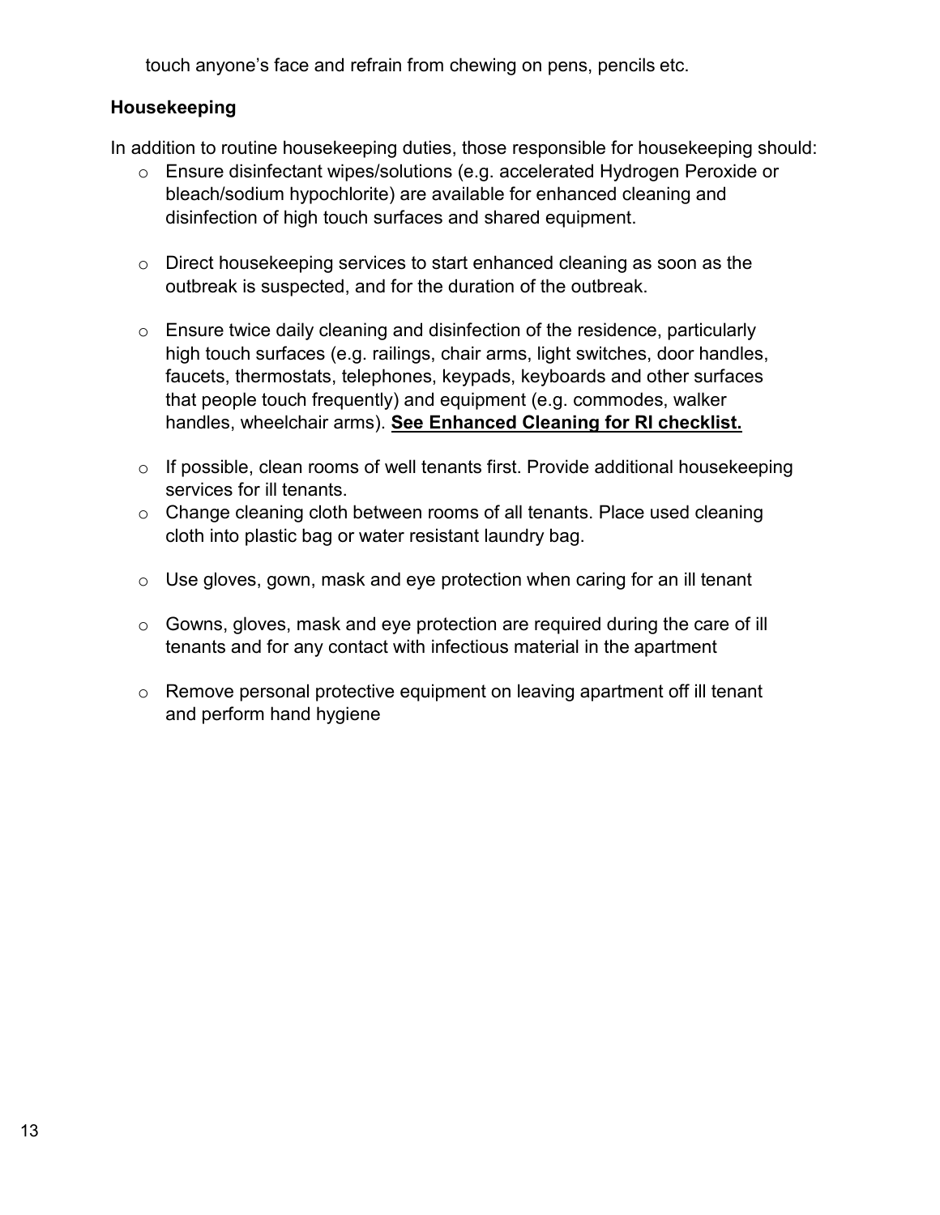touch anyone's face and refrain from chewing on pens, pencils etc.

**Housekeeping**

In addition to routine housekeeping duties, those responsible for housekeeping should:

- Ensure disinfectant wipes/solutions (e.g. accelerated Hydrogen Peroxide or bleach/sodium hypochlorite) are available for enhanced cleaning and disinfection of high touch surfaces and shared equipment.
- Direct housekeeping services to start enhanced cleaning as soon as the outbreak is suspected, and for the duration of the outbreak.
- Ensure twice daily cleaning and disinfection of the residence, particularly high touch surfaces (e.g. railings, chair arms, light switches, door handles, faucets, thermostats, telephones, keypads, keyboards and other surfaces that people touch frequently) and equipment (e.g. commodes, walker handles, wheelchair arms). **See Enhanced Cleaning for RI checklist.**
- If possible, clean rooms of well tenants first. Provide additional housekeeping services for ill tenants.
- Change cleaning cloth between rooms of all tenants. Place used cleaning cloth into plastic bag or water resistant laundry bag.
- Use gloves, gown, mask and eye protection when caring for an ill tenant
- Gowns, gloves, mask and eye protection are required during the care of ill tenants and for any contact with infectious material in the apartment
- Remove personal protective equipment on leaving apartment off ill tenant and perform hand hygiene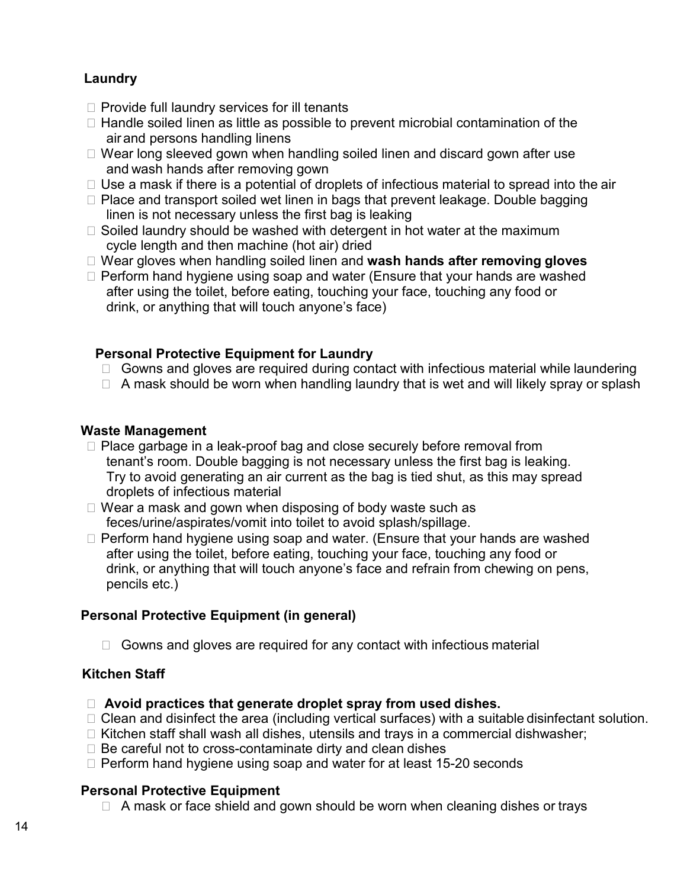## Laundry

- Provide full laundry services for ill tenants
- Handle soiled linen as little as possible to prevent microbial contamination of the air and persons handling linens
- Wear long sleeved gown when handling soiled linen and discard gown after use and wash hands after removing gown
- Use a mask if there is a potential of droplets of infectious material to spread into the air
- Place and transport soiled wet linen in bags that prevent leakage. Double bagging linen is not necessary unless the first bag is leaking
- Soiled laundry should be washed with detergent in hot water at the maximum cycle length and then machine (hot air) dried
- Wear gloves when handling soiled linen and **wash hands after removing gloves**
- Perform hand hygiene using soap and water (Ensure that your hands are washed after using the toilet, before eating, touching your face, touching any food or drink, or anything that will touch anyone's face)

### Personal Protective Equipment for Laundry

- Gowns and gloves are required during contact with infectious material while laundering
- A mask should be worn when handling laundry that is wet and will likely spray or splash

## Waste Management

- Place garbage in a leak-proof bag and close securely before removal from tenant's room. Double bagging is not necessary unless the first bag is leaking. Try to avoid generating an air current as the bag is tied shut, as this may spread droplets of infectious material
- Wear a mask and gown when disposing of body waste such as feces/urine/aspirates/vomit into toilet to avoid splash/spillage.
- Perform hand hygiene using soap and water. (Ensure that your hands are washed after using the toilet, before eating, touching your face, touching any food or drink, or anything that will touch anyone's face and refrain from chewing on pens, pencils etc.)

## Personal Protective Equipment (in general)

- Gowns and gloves are required for any contact with infectious material

## Kitchen Staff

- **Avoid practices that generate droplet spray from used dishes.**
- Clean and disinfect the area (including vertical surfaces) with a suitable disinfectant solution.
- Kitchen staff shall wash all dishes, utensils and trays in a commercial dishwasher;
- Be careful not to cross-contaminate dirty and clean dishes
- Perform hand hygiene using soap and water for at least 15-20 seconds

## Personal Protective Equipment

- A mask or face shield and gown should be worn when cleaning dishes or trays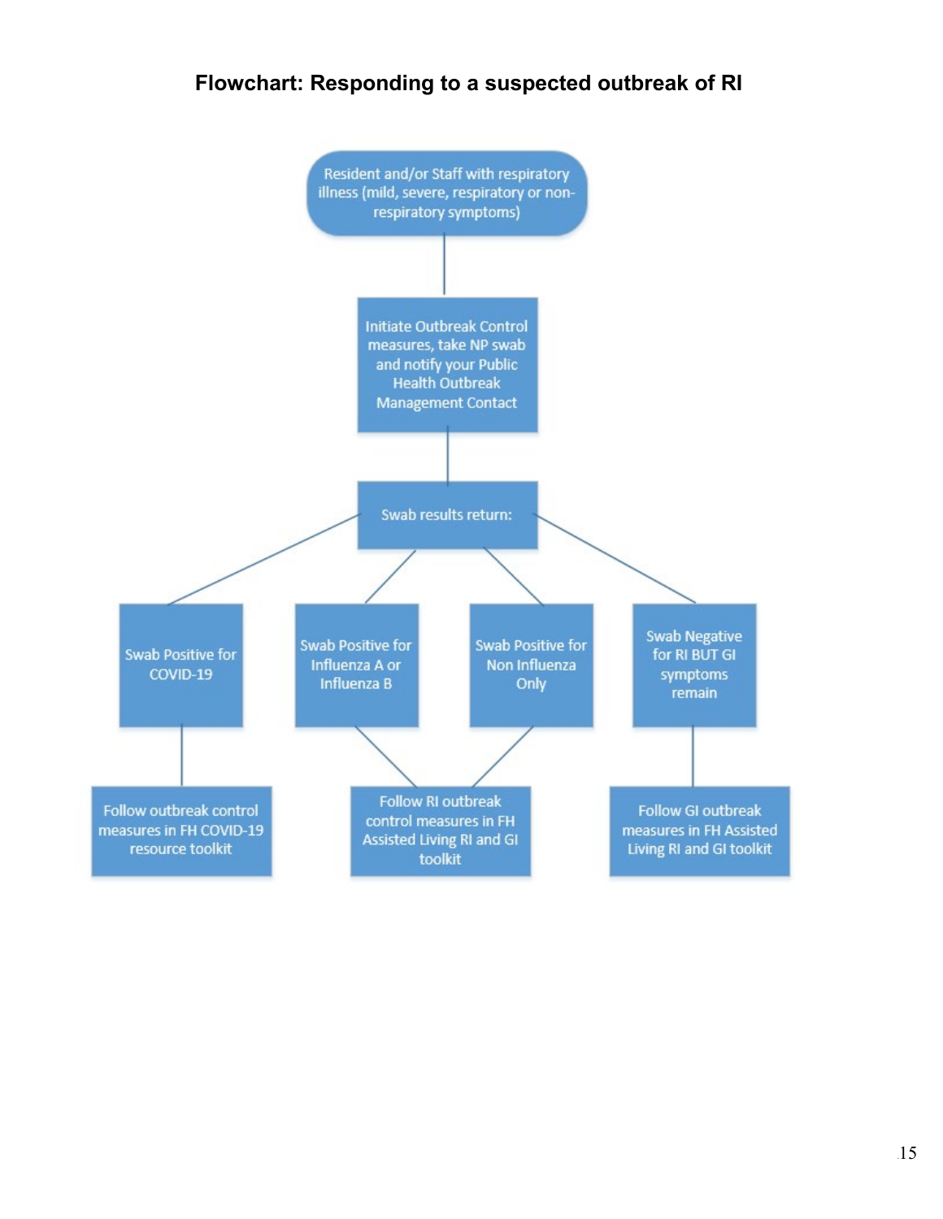# Flowchart: Responding to a suspected outbreak of RI

Resident and/or Staff with respiratory illness (mild, severe, respiratory or non-respiratory symptoms)

Initiate Outbreak Control measures, take NP swab and notify your Public Health Outbreak Management Contact

Swab results return:

- Swab Positive for COVID-19
  - Follow outbreak control measures in FH COVID-19 resource toolkit
- Swab Positive for Influenza A or Influenza B
  - Follow RI outbreak control measures in FH Assisted Living RI and GI toolkit
- Swab Positive for Non Influenza Only
  - Follow RI outbreak control measures in FH Assisted Living RI and GI toolkit
- Swab Negative for RI BUT GI symptoms remain
  - Follow GI outbreak measures in FH Assisted Living RI and GI toolkit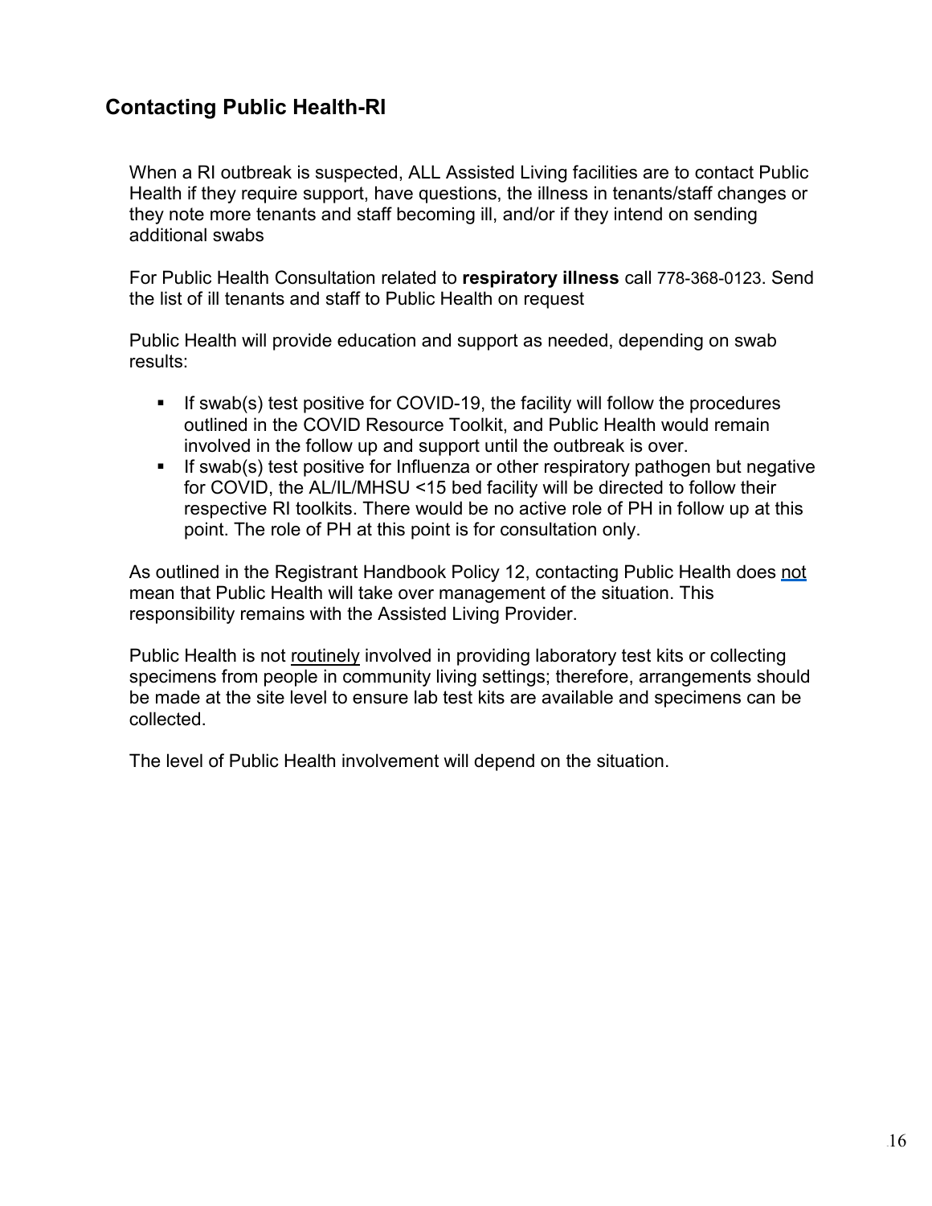## Contacting Public Health-RI

When a RI outbreak is suspected, ALL Assisted Living facilities are to contact Public Health if they require support, have questions, the illness in tenants/staff changes or they note more tenants and staff becoming ill, and/or if they intend on sending additional swabs

For Public Health Consultation related to **respiratory illness** call 778-368-0123. Send the list of ill tenants and staff to Public Health on request

Public Health will provide education and support as needed, depending on swab results:

- If swab(s) test positive for COVID-19, the facility will follow the procedures outlined in the COVID Resource Toolkit, and Public Health would remain involved in the follow up and support until the outbreak is over.
- If swab(s) test positive for Influenza or other respiratory pathogen but negative for COVID, the AL/IL/MHSU <15 bed facility will be directed to follow their respective RI toolkits. There would be no active role of PH in follow up at this point. The role of PH at this point is for consultation only.

As outlined in the Registrant Handbook Policy 12, contacting Public Health does not mean that Public Health will take over management of the situation. This responsibility remains with the Assisted Living Provider.

Public Health is not routinely involved in providing laboratory test kits or collecting specimens from people in community living settings; therefore, arrangements should be made at the site level to ensure lab test kits are available and specimens can be collected.

The level of Public Health involvement will depend on the situation.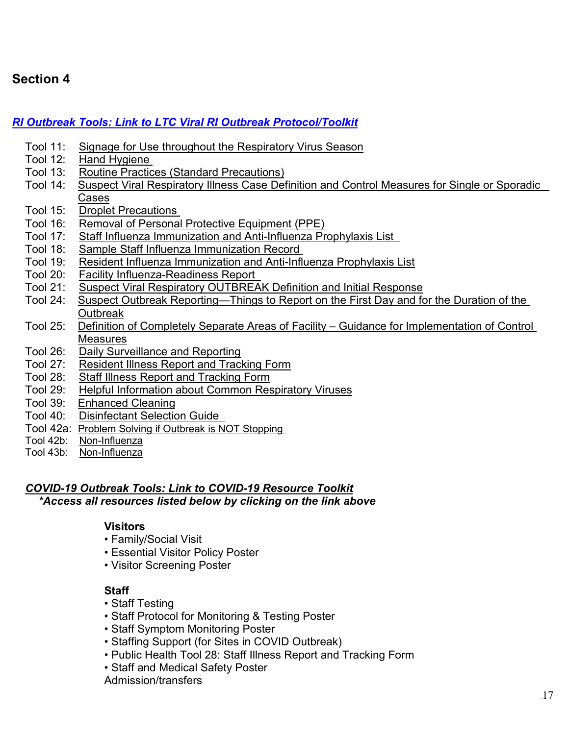## Section 4

***RI Outbreak Tools: Link to LTC Viral RI Outbreak Protocol/Toolkit***

- Tool 11: Signage for Use throughout the Respiratory Virus Season
- Tool 12: Hand Hygiene
- Tool 13: Routine Practices (Standard Precautions)
- Tool 14: Suspect Viral Respiratory Illness Case Definition and Control Measures for Single or Sporadic Cases
- Tool 15: Droplet Precautions
- Tool 16: Removal of Personal Protective Equipment (PPE)
- Tool 17: Staff Influenza Immunization and Anti-Influenza Prophylaxis List
- Tool 18: Sample Staff Influenza Immunization Record
- Tool 19: Resident Influenza Immunization and Anti-Influenza Prophylaxis List
- Tool 20: Facility Influenza-Readiness Report
- Tool 21: Suspect Viral Respiratory OUTBREAK Definition and Initial Response
- Tool 24: Suspect Outbreak Reporting—Things to Report on the First Day and for the Duration of the Outbreak
- Tool 25: Definition of Completely Separate Areas of Facility – Guidance for Implementation of Control Measures
- Tool 26: Daily Surveillance and Reporting
- Tool 27: Resident Illness Report and Tracking Form
- Tool 28: Staff Illness Report and Tracking Form
- Tool 29: Helpful Information about Common Respiratory Viruses
- Tool 39: Enhanced Cleaning
- Tool 40: Disinfectant Selection Guide
- Tool 42a: Problem Solving if Outbreak is NOT Stopping
- Tool 42b: Non-Influenza
- Tool 43b: Non-Influenza

***COVID-19 Outbreak Tools: Link to COVID-19 Resource Toolkit***
***\*Access all resources listed below by clicking on the link above***

**Visitors**
- Family/Social Visit
- Essential Visitor Policy Poster
- Visitor Screening Poster

**Staff**
- Staff Testing
- Staff Protocol for Monitoring & Testing Poster
- Staff Symptom Monitoring Poster
- Staffing Support (for Sites in COVID Outbreak)
- Public Health Tool 28: Staff Illness Report and Tracking Form
- Staff and Medical Safety Poster

Admission/transfers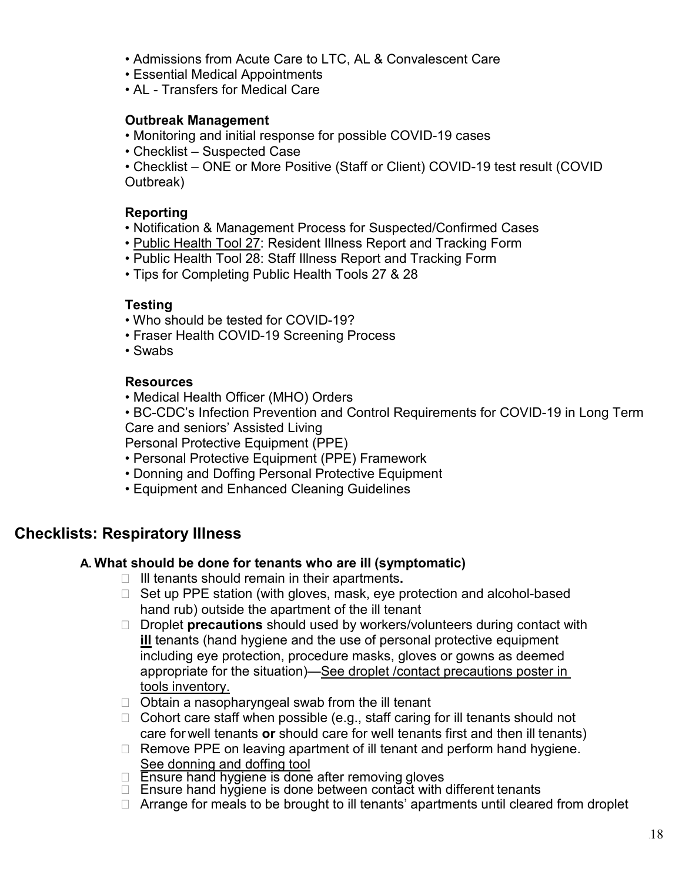- Admissions from Acute Care to LTC, AL & Convalescent Care
- Essential Medical Appointments
- AL - Transfers for Medical Care

**Outbreak Management**

- Monitoring and initial response for possible COVID-19 cases
- Checklist – Suspected Case
- Checklist – ONE or More Positive (Staff or Client) COVID-19 test result (COVID Outbreak)

**Reporting**

- Notification & Management Process for Suspected/Confirmed Cases
- Public Health Tool 27: Resident Illness Report and Tracking Form
- Public Health Tool 28: Staff Illness Report and Tracking Form
- Tips for Completing Public Health Tools 27 & 28

**Testing**

- Who should be tested for COVID-19?
- Fraser Health COVID-19 Screening Process
- Swabs

**Resources**

- Medical Health Officer (MHO) Orders
- BC-CDC's Infection Prevention and Control Requirements for COVID-19 in Long Term Care and seniors' Assisted Living

Personal Protective Equipment (PPE)

- Personal Protective Equipment (PPE) Framework
- Donning and Doffing Personal Protective Equipment
- Equipment and Enhanced Cleaning Guidelines

## Checklists: Respiratory Illness

### A. What should be done for tenants who are ill (symptomatic)

- ☐ Ill tenants should remain in their apartments**.**
- ☐ Set up PPE station (with gloves, mask, eye protection and alcohol-based hand rub) outside the apartment of the ill tenant
- ☐ Droplet **precautions** should used by workers/volunteers during contact with **ill** tenants (hand hygiene and the use of personal protective equipment including eye protection, procedure masks, gloves or gowns as deemed appropriate for the situation)—See droplet /contact precautions poster in tools inventory.
- ☐ Obtain a nasopharyngeal swab from the ill tenant
- ☐ Cohort care staff when possible (e.g., staff caring for ill tenants should not care for well tenants **or** should care for well tenants first and then ill tenants)
- ☐ Remove PPE on leaving apartment of ill tenant and perform hand hygiene. See donning and doffing tool
- ☐ Ensure hand hygiene is done after removing gloves
- ☐ Ensure hand hygiene is done between contact with different tenants
- ☐ Arrange for meals to be brought to ill tenants' apartments until cleared from droplet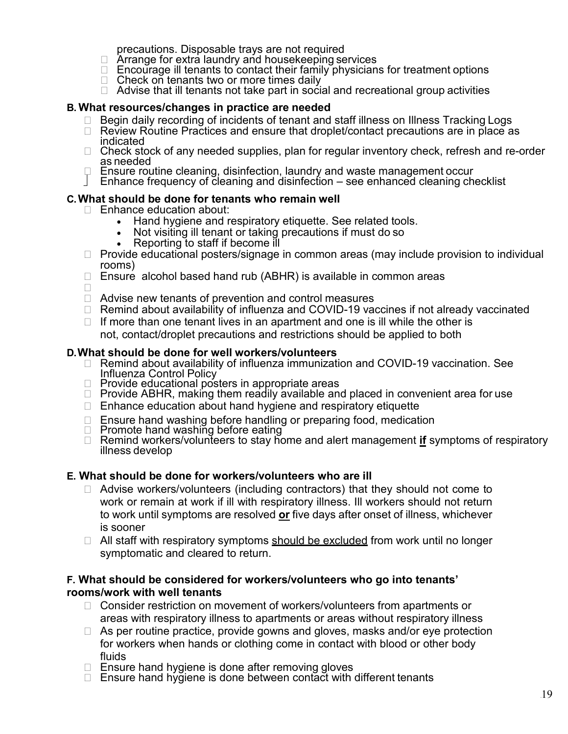precautions. Disposable trays are not required

- Arrange for extra laundry and housekeeping services
- Encourage ill tenants to contact their family physicians for treatment options
- Check on tenants two or more times daily
- Advise that ill tenants not take part in social and recreational group activities

**B. What resources/changes in practice are needed**

- Begin daily recording of incidents of tenant and staff illness on Illness Tracking Logs
- Review Routine Practices and ensure that droplet/contact precautions are in place as indicated
- Check stock of any needed supplies, plan for regular inventory check, refresh and re-order as needed
- Ensure routine cleaning, disinfection, laundry and waste management occur
- Enhance frequency of cleaning and disinfection – see enhanced cleaning checklist

**C. What should be done for tenants who remain well**

- Enhance education about:
  - Hand hygiene and respiratory etiquette. See related tools.
  - Not visiting ill tenant or taking precautions if must do so
  - Reporting to staff if become ill
- Provide educational posters/signage in common areas (may include provision to individual rooms)
- Ensure alcohol based hand rub (ABHR) is available in common areas
- Advise new tenants of prevention and control measures
- Remind about availability of influenza and COVID-19 vaccines if not already vaccinated
- If more than one tenant lives in an apartment and one is ill while the other is not, contact/droplet precautions and restrictions should be applied to both

**D. What should be done for well workers/volunteers**

- Remind about availability of influenza immunization and COVID-19 vaccination. See Influenza Control Policy
- Provide educational posters in appropriate areas
- Provide ABHR, making them readily available and placed in convenient area for use
- Enhance education about hand hygiene and respiratory etiquette
- Ensure hand washing before handling or preparing food, medication
- Promote hand washing before eating
- Remind workers/volunteers to stay home and alert management **if** symptoms of respiratory illness develop

**E. What should be done for workers/volunteers who are ill**

- Advise workers/volunteers (including contractors) that they should not come to work or remain at work if ill with respiratory illness. Ill workers should not return to work until symptoms are resolved **or** five days after onset of illness, whichever is sooner
- All staff with respiratory symptoms should be excluded from work until no longer symptomatic and cleared to return.

**F. What should be considered for workers/volunteers who go into tenants' rooms/work with well tenants**

- Consider restriction on movement of workers/volunteers from apartments or areas with respiratory illness to apartments or areas without respiratory illness
- As per routine practice, provide gowns and gloves, masks and/or eye protection for workers when hands or clothing come in contact with blood or other body fluids
- Ensure hand hygiene is done after removing gloves
- Ensure hand hygiene is done between contact with different tenants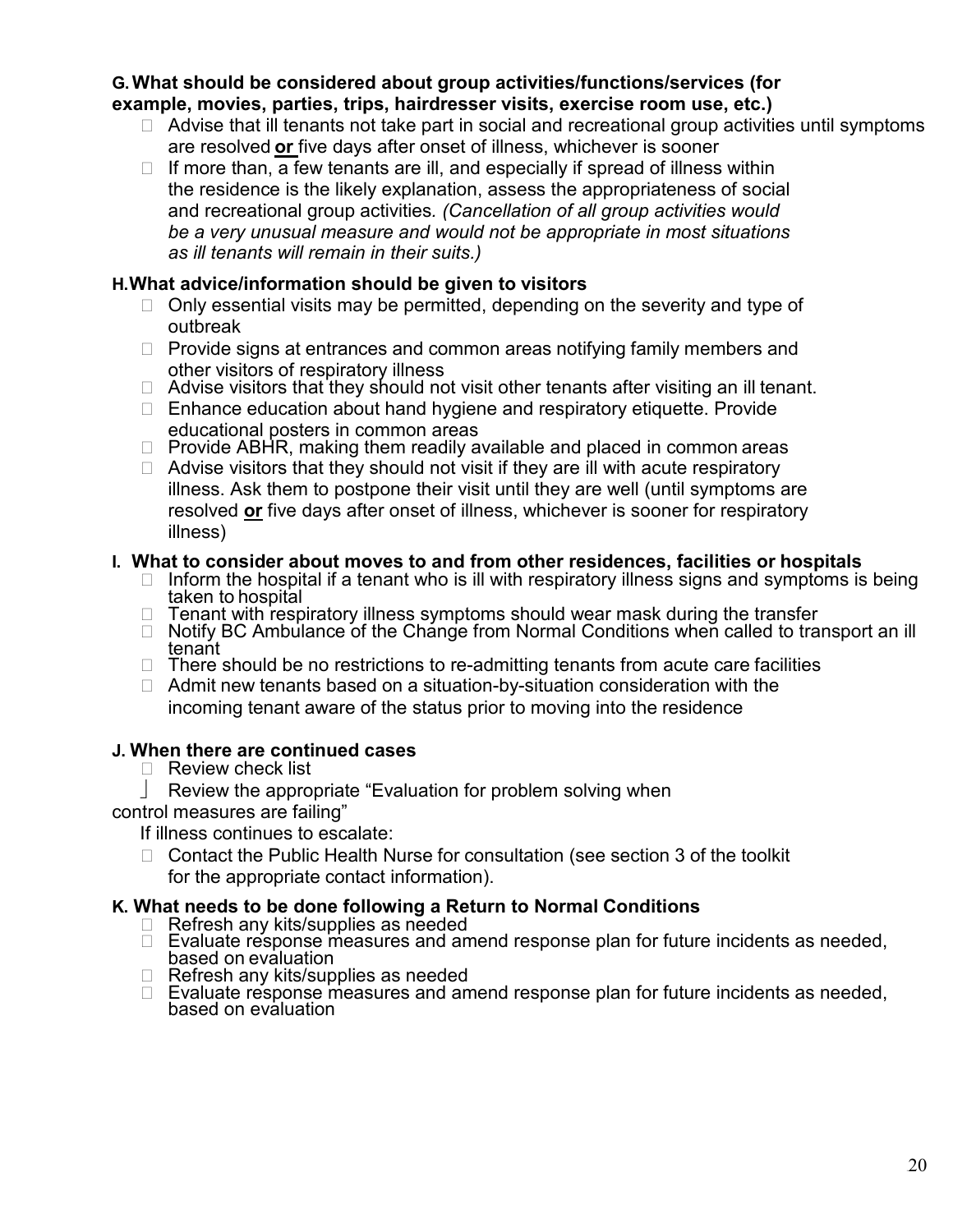**G. What should be considered about group activities/functions/services (for example, movies, parties, trips, hairdresser visits, exercise room use, etc.)**

- Advise that ill tenants not take part in social and recreational group activities until symptoms are resolved **or** five days after onset of illness, whichever is sooner
- If more than, a few tenants are ill, and especially if spread of illness within the residence is the likely explanation, assess the appropriateness of social and recreational group activities. *(Cancellation of all group activities would be a very unusual measure and would not be appropriate in most situations as ill tenants will remain in their suits.)*

**H. What advice/information should be given to visitors**

- Only essential visits may be permitted, depending on the severity and type of outbreak
- Provide signs at entrances and common areas notifying family members and other visitors of respiratory illness
- Advise visitors that they should not visit other tenants after visiting an ill tenant.
- Enhance education about hand hygiene and respiratory etiquette. Provide educational posters in common areas
- Provide ABHR, making them readily available and placed in common areas
- Advise visitors that they should not visit if they are ill with acute respiratory illness. Ask them to postpone their visit until they are well (until symptoms are resolved **or** five days after onset of illness, whichever is sooner for respiratory illness)

**I. What to consider about moves to and from other residences, facilities or hospitals**

- Inform the hospital if a tenant who is ill with respiratory illness signs and symptoms is being taken to hospital
- Tenant with respiratory illness symptoms should wear mask during the transfer
- Notify BC Ambulance of the Change from Normal Conditions when called to transport an ill tenant
- There should be no restrictions to re-admitting tenants from acute care facilities
- Admit new tenants based on a situation-by-situation consideration with the incoming tenant aware of the status prior to moving into the residence

**J. When there are continued cases**

- Review check list
- Review the appropriate "Evaluation for problem solving when control measures are failing"

If illness continues to escalate:

- Contact the Public Health Nurse for consultation (see section 3 of the toolkit for the appropriate contact information).

**K. What needs to be done following a Return to Normal Conditions**

- Refresh any kits/supplies as needed
- Evaluate response measures and amend response plan for future incidents as needed, based on evaluation
- Refresh any kits/supplies as needed
- Evaluate response measures and amend response plan for future incidents as needed, based on evaluation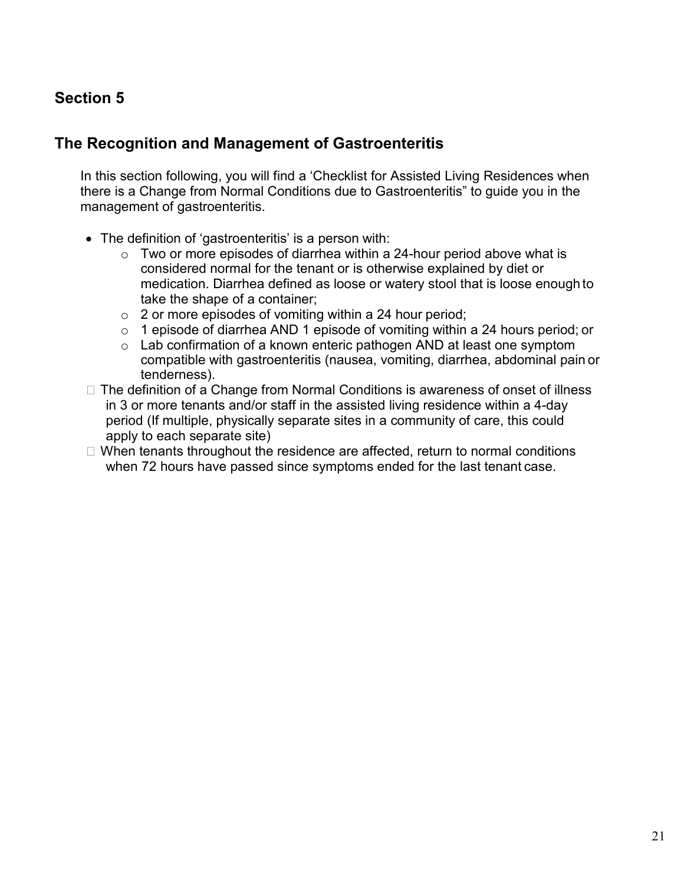## Section 5

## The Recognition and Management of Gastroenteritis

In this section following, you will find a 'Checklist for Assisted Living Residences when there is a Change from Normal Conditions due to Gastroenteritis" to guide you in the management of gastroenteritis.

- The definition of 'gastroenteritis' is a person with:
  - Two or more episodes of diarrhea within a 24-hour period above what is considered normal for the tenant or is otherwise explained by diet or medication. Diarrhea defined as loose or watery stool that is loose enough to take the shape of a container;
  - 2 or more episodes of vomiting within a 24 hour period;
  - 1 episode of diarrhea AND 1 episode of vomiting within a 24 hours period; or
  - Lab confirmation of a known enteric pathogen AND at least one symptom compatible with gastroenteritis (nausea, vomiting, diarrhea, abdominal pain or tenderness).
- The definition of a Change from Normal Conditions is awareness of onset of illness in 3 or more tenants and/or staff in the assisted living residence within a 4-day period (If multiple, physically separate sites in a community of care, this could apply to each separate site)
- When tenants throughout the residence are affected, return to normal conditions when 72 hours have passed since symptoms ended for the last tenant case.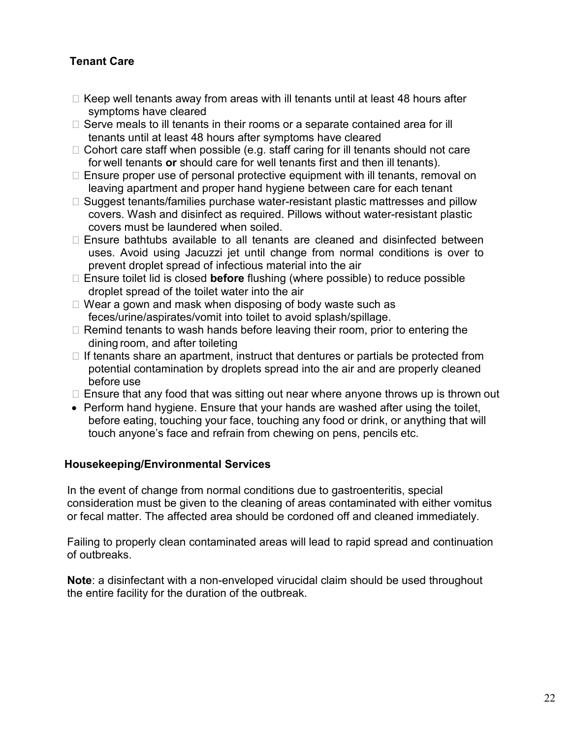**Tenant Care**

- Keep well tenants away from areas with ill tenants until at least 48 hours after symptoms have cleared
- Serve meals to ill tenants in their rooms or a separate contained area for ill tenants until at least 48 hours after symptoms have cleared
- Cohort care staff when possible (e.g. staff caring for ill tenants should not care for well tenants **or** should care for well tenants first and then ill tenants).
- Ensure proper use of personal protective equipment with ill tenants, removal on leaving apartment and proper hand hygiene between care for each tenant
- Suggest tenants/families purchase water-resistant plastic mattresses and pillow covers. Wash and disinfect as required. Pillows without water-resistant plastic covers must be laundered when soiled.
- Ensure bathtubs available to all tenants are cleaned and disinfected between uses. Avoid using Jacuzzi jet until change from normal conditions is over to prevent droplet spread of infectious material into the air
- Ensure toilet lid is closed **before** flushing (where possible) to reduce possible droplet spread of the toilet water into the air
- Wear a gown and mask when disposing of body waste such as feces/urine/aspirates/vomit into toilet to avoid splash/spillage.
- Remind tenants to wash hands before leaving their room, prior to entering the dining room, and after toileting
- If tenants share an apartment, instruct that dentures or partials be protected from potential contamination by droplets spread into the air and are properly cleaned before use
- Ensure that any food that was sitting out near where anyone throws up is thrown out
- Perform hand hygiene. Ensure that your hands are washed after using the toilet, before eating, touching your face, touching any food or drink, or anything that will touch anyone's face and refrain from chewing on pens, pencils etc.

**Housekeeping/Environmental Services**

In the event of change from normal conditions due to gastroenteritis, special consideration must be given to the cleaning of areas contaminated with either vomitus or fecal matter. The affected area should be cordoned off and cleaned immediately.

Failing to properly clean contaminated areas will lead to rapid spread and continuation of outbreaks.

**Note**: a disinfectant with a non-enveloped virucidal claim should be used throughout the entire facility for the duration of the outbreak.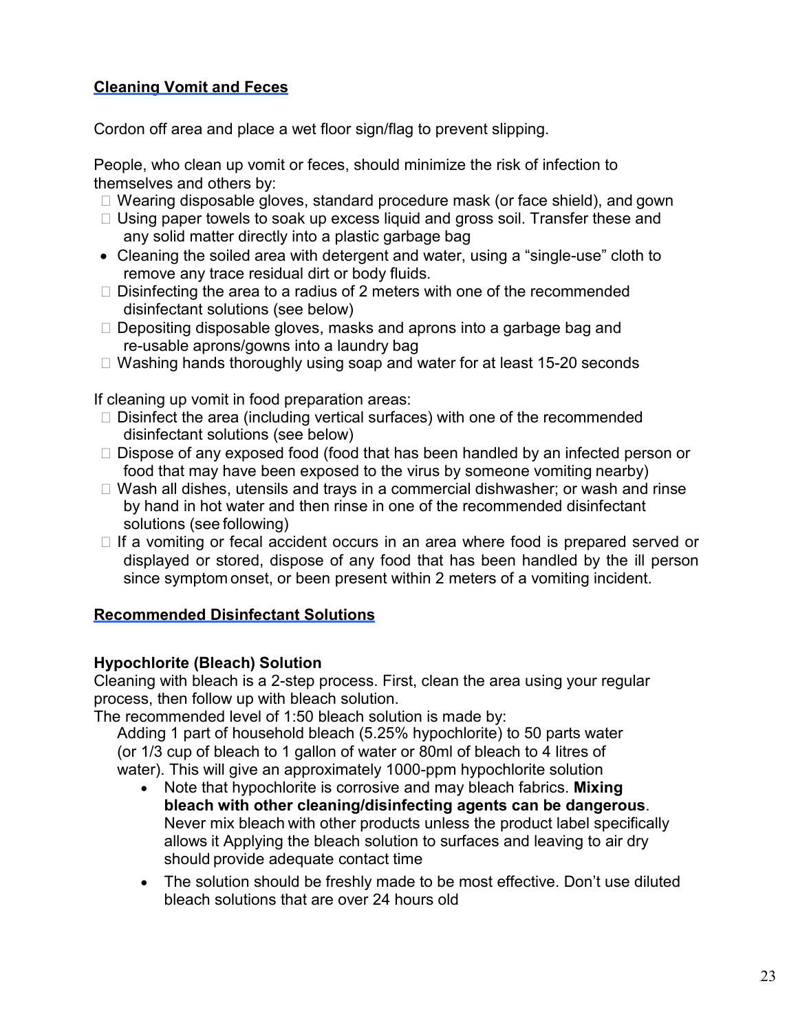## Cleaning Vomit and Feces

Cordon off area and place a wet floor sign/flag to prevent slipping.

People, who clean up vomit or feces, should minimize the risk of infection to themselves and others by:

- Wearing disposable gloves, standard procedure mask (or face shield), and gown
- Using paper towels to soak up excess liquid and gross soil. Transfer these and any solid matter directly into a plastic garbage bag
- Cleaning the soiled area with detergent and water, using a “single-use” cloth to remove any trace residual dirt or body fluids.
- Disinfecting the area to a radius of 2 meters with one of the recommended disinfectant solutions (see below)
- Depositing disposable gloves, masks and aprons into a garbage bag and re-usable aprons/gowns into a laundry bag
- Washing hands thoroughly using soap and water for at least 15-20 seconds

If cleaning up vomit in food preparation areas:

- Disinfect the area (including vertical surfaces) with one of the recommended disinfectant solutions (see below)
- Dispose of any exposed food (food that has been handled by an infected person or food that may have been exposed to the virus by someone vomiting nearby)
- Wash all dishes, utensils and trays in a commercial dishwasher; or wash and rinse by hand in hot water and then rinse in one of the recommended disinfectant solutions (see following)
- If a vomiting or fecal accident occurs in an area where food is prepared served or displayed or stored, dispose of any food that has been handled by the ill person since symptom onset, or been present within 2 meters of a vomiting incident.

## Recommended Disinfectant Solutions

### Hypochlorite (Bleach) Solution

Cleaning with bleach is a 2-step process. First, clean the area using your regular process, then follow up with bleach solution.

The recommended level of 1:50 bleach solution is made by:

Adding 1 part of household bleach (5.25% hypochlorite) to 50 parts water (or 1/3 cup of bleach to 1 gallon of water or 80ml of bleach to 4 litres of water). This will give an approximately 1000-ppm hypochlorite solution

- Note that hypochlorite is corrosive and may bleach fabrics. **Mixing bleach with other cleaning/disinfecting agents can be dangerous**. Never mix bleach with other products unless the product label specifically allows it Applying the bleach solution to surfaces and leaving to air dry should provide adequate contact time
- The solution should be freshly made to be most effective. Don’t use diluted bleach solutions that are over 24 hours old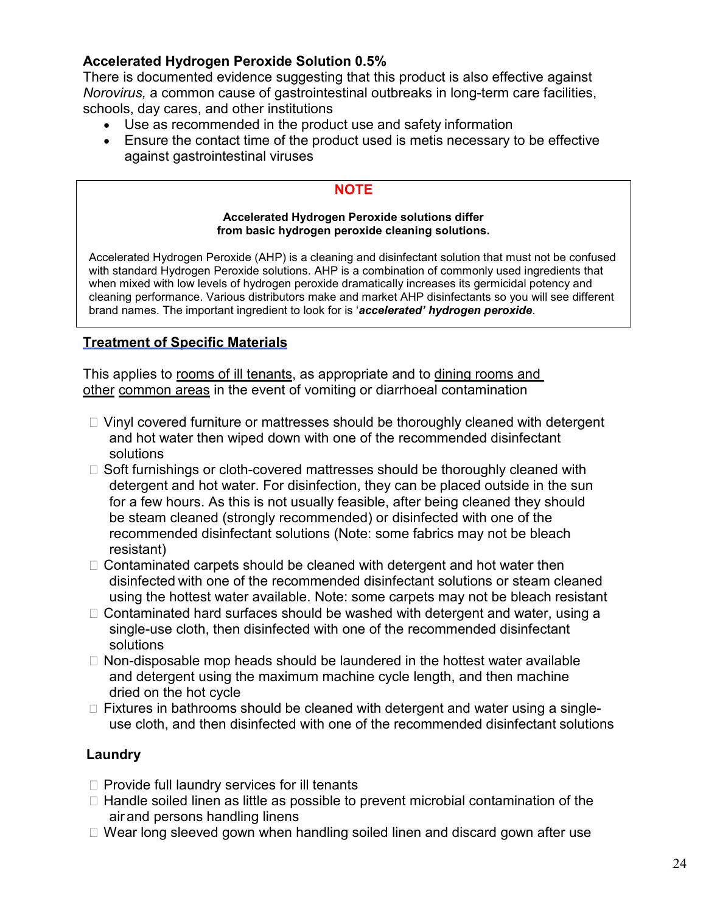**Accelerated Hydrogen Peroxide Solution 0.5%**

There is documented evidence suggesting that this product is also effective against *Norovirus,* a common cause of gastrointestinal outbreaks in long-term care facilities, schools, day cares, and other institutions

- Use as recommended in the product use and safety information
- Ensure the contact time of the product used is metis necessary to be effective against gastrointestinal viruses

> **NOTE**
>
> **Accelerated Hydrogen Peroxide solutions differ from basic hydrogen peroxide cleaning solutions.**
>
> Accelerated Hydrogen Peroxide (AHP) is a cleaning and disinfectant solution that must not be confused with standard Hydrogen Peroxide solutions. AHP is a combination of commonly used ingredients that when mixed with low levels of hydrogen peroxide dramatically increases its germicidal potency and cleaning performance. Various distributors make and market AHP disinfectants so you will see different brand names. The important ingredient to look for is '***accelerated' hydrogen peroxide***.

## Treatment of Specific Materials

This applies to rooms of ill tenants, as appropriate and to dining rooms and other common areas in the event of vomiting or diarrhoeal contamination

- Vinyl covered furniture or mattresses should be thoroughly cleaned with detergent and hot water then wiped down with one of the recommended disinfectant solutions
- Soft furnishings or cloth-covered mattresses should be thoroughly cleaned with detergent and hot water. For disinfection, they can be placed outside in the sun for a few hours. As this is not usually feasible, after being cleaned they should be steam cleaned (strongly recommended) or disinfected with one of the recommended disinfectant solutions (Note: some fabrics may not be bleach resistant)
- Contaminated carpets should be cleaned with detergent and hot water then disinfected with one of the recommended disinfectant solutions or steam cleaned using the hottest water available. Note: some carpets may not be bleach resistant
- Contaminated hard surfaces should be washed with detergent and water, using a single-use cloth, then disinfected with one of the recommended disinfectant solutions
- Non-disposable mop heads should be laundered in the hottest water available and detergent using the maximum machine cycle length, and then machine dried on the hot cycle
- Fixtures in bathrooms should be cleaned with detergent and water using a single-use cloth, and then disinfected with one of the recommended disinfectant solutions

### Laundry

- Provide full laundry services for ill tenants
- Handle soiled linen as little as possible to prevent microbial contamination of the air and persons handling linens
- Wear long sleeved gown when handling soiled linen and discard gown after use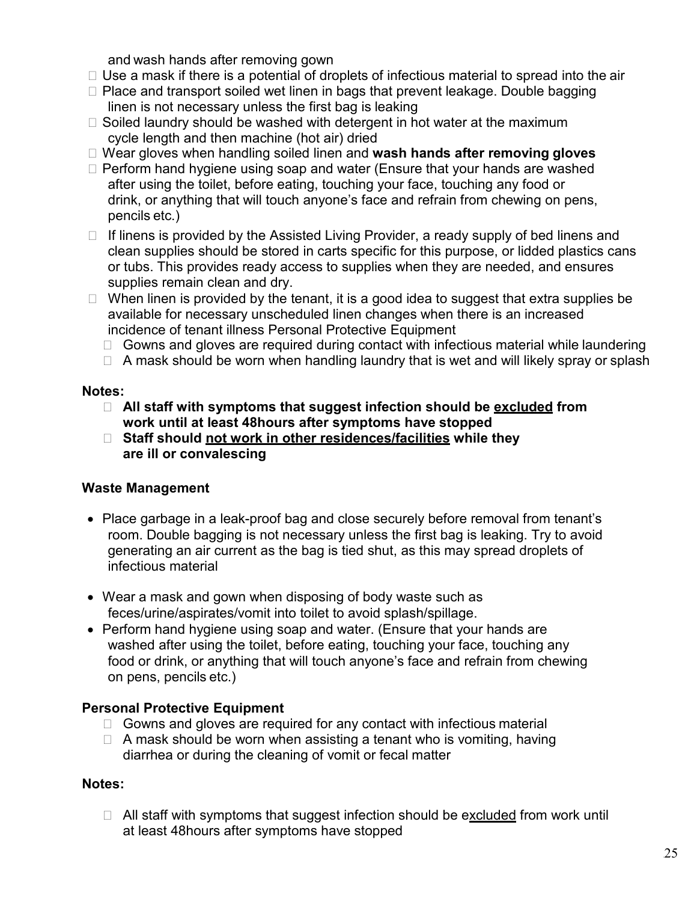and wash hands after removing gown

- Use a mask if there is a potential of droplets of infectious material to spread into the air
- Place and transport soiled wet linen in bags that prevent leakage. Double bagging linen is not necessary unless the first bag is leaking
- Soiled laundry should be washed with detergent in hot water at the maximum cycle length and then machine (hot air) dried
- Wear gloves when handling soiled linen and **wash hands after removing gloves**
- Perform hand hygiene using soap and water (Ensure that your hands are washed after using the toilet, before eating, touching your face, touching any food or drink, or anything that will touch anyone's face and refrain from chewing on pens, pencils etc.)
- If linens is provided by the Assisted Living Provider, a ready supply of bed linens and clean supplies should be stored in carts specific for this purpose, or lidded plastics cans or tubs. This provides ready access to supplies when they are needed, and ensures supplies remain clean and dry.
- When linen is provided by the tenant, it is a good idea to suggest that extra supplies be available for necessary unscheduled linen changes when there is an increased incidence of tenant illness Personal Protective Equipment
  - Gowns and gloves are required during contact with infectious material while laundering
  - A mask should be worn when handling laundry that is wet and will likely spray or splash

**Notes:**

- **All staff with symptoms that suggest infection should be <u>excluded</u> from work until at least 48hours after symptoms have stopped**
- **Staff should <u>not work in other residences/facilities</u> while they are ill or convalescing**

**Waste Management**

- Place garbage in a leak-proof bag and close securely before removal from tenant's room. Double bagging is not necessary unless the first bag is leaking. Try to avoid generating an air current as the bag is tied shut, as this may spread droplets of infectious material
- Wear a mask and gown when disposing of body waste such as feces/urine/aspirates/vomit into toilet to avoid splash/spillage.
- Perform hand hygiene using soap and water. (Ensure that your hands are washed after using the toilet, before eating, touching your face, touching any food or drink, or anything that will touch anyone's face and refrain from chewing on pens, pencils etc.)

**Personal Protective Equipment**

- Gowns and gloves are required for any contact with infectious material
- A mask should be worn when assisting a tenant who is vomiting, having diarrhea or during the cleaning of vomit or fecal matter

**Notes:**

- All staff with symptoms that suggest infection should be e<u>xcluded</u> from work until at least 48hours after symptoms have stopped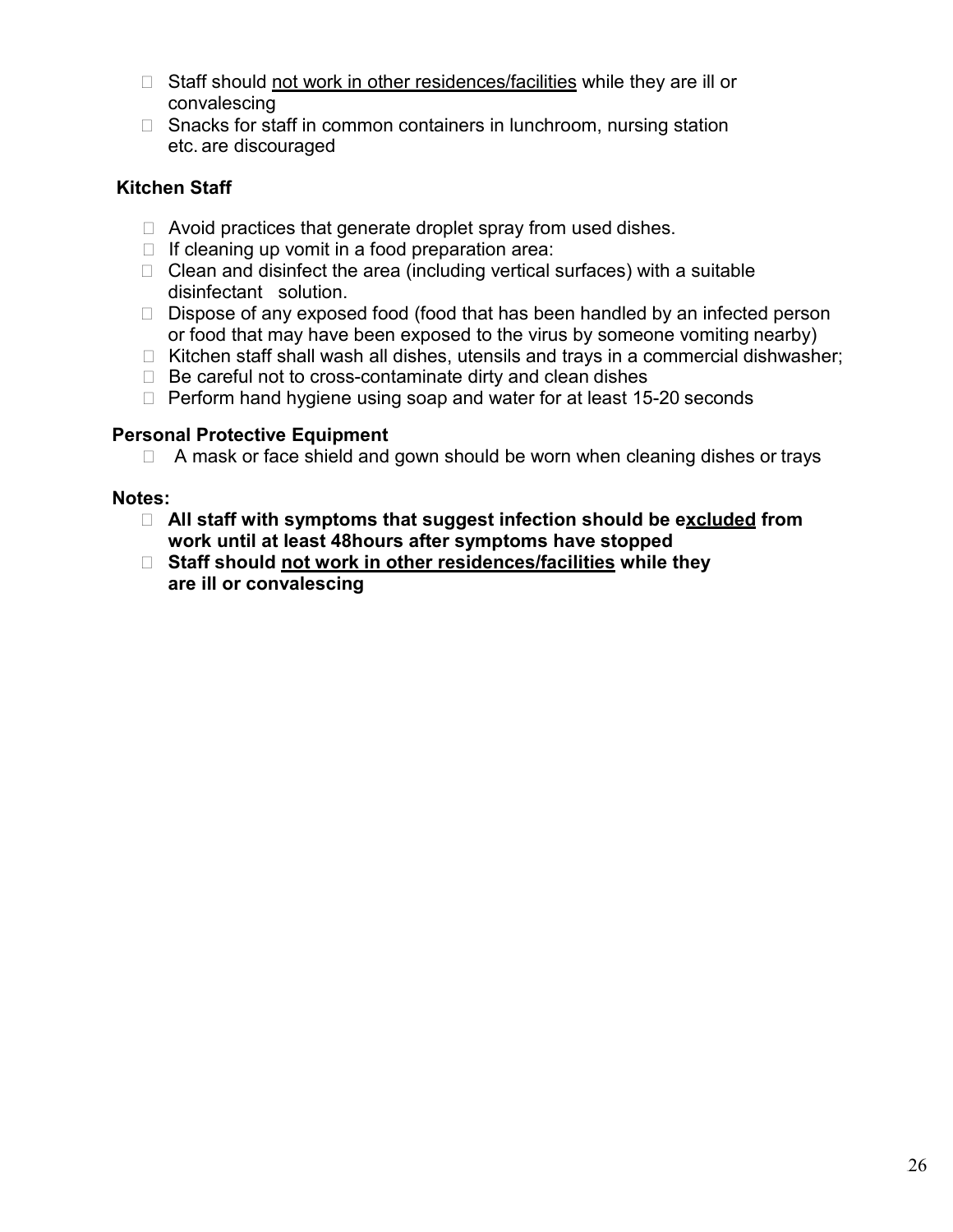- Staff should <u>not work in other residences/facilities</u> while they are ill or convalescing
- Snacks for staff in common containers in lunchroom, nursing station etc. are discouraged

**Kitchen Staff**

- Avoid practices that generate droplet spray from used dishes.
- If cleaning up vomit in a food preparation area:
- Clean and disinfect the area (including vertical surfaces) with a suitable disinfectant solution.
- Dispose of any exposed food (food that has been handled by an infected person or food that may have been exposed to the virus by someone vomiting nearby)
- Kitchen staff shall wash all dishes, utensils and trays in a commercial dishwasher;
- Be careful not to cross-contaminate dirty and clean dishes
- Perform hand hygiene using soap and water for at least 15-20 seconds

**Personal Protective Equipment**

- A mask or face shield and gown should be worn when cleaning dishes or trays

**Notes:**

- **All staff with symptoms that suggest infection should be e<u>xcluded</u> from work until at least 48hours after symptoms have stopped**
- **Staff should <u>not work in other residences/facilities</u> while they are ill or convalescing**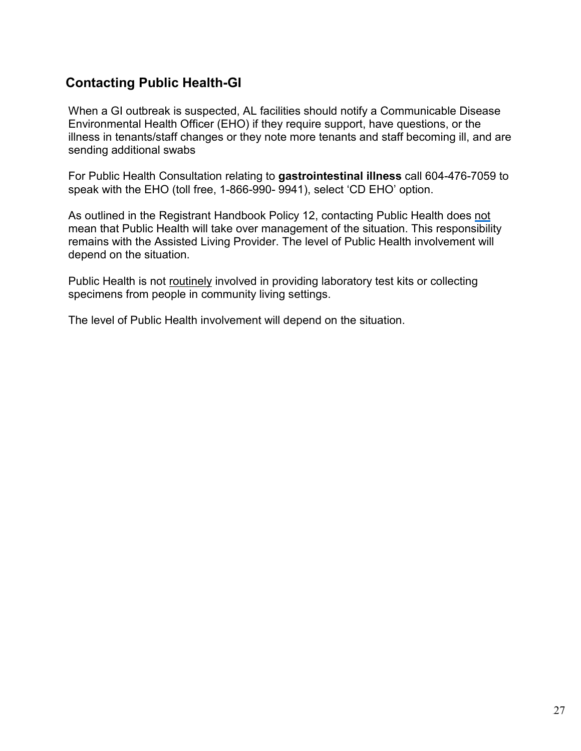## Contacting Public Health-GI

When a GI outbreak is suspected, AL facilities should notify a Communicable Disease Environmental Health Officer (EHO) if they require support, have questions, or the illness in tenants/staff changes or they note more tenants and staff becoming ill, and are sending additional swabs

For Public Health Consultation relating to **gastrointestinal illness** call 604-476-7059 to speak with the EHO (toll free, 1-866-990- 9941), select 'CD EHO' option.

As outlined in the Registrant Handbook Policy 12, contacting Public Health does not mean that Public Health will take over management of the situation. This responsibility remains with the Assisted Living Provider. The level of Public Health involvement will depend on the situation.

Public Health is not routinely involved in providing laboratory test kits or collecting specimens from people in community living settings.

The level of Public Health involvement will depend on the situation.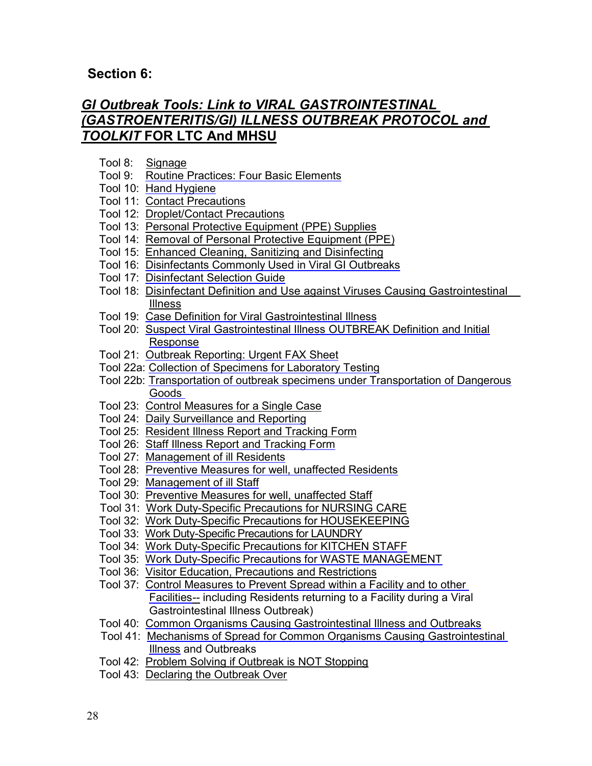## Section 6:

## *GI Outbreak Tools: Link to VIRAL GASTROINTESTINAL (GASTROENTERITIS/GI) ILLNESS OUTBREAK PROTOCOL and TOOLKIT* FOR LTC And MHSU

- Tool 8: Signage
- Tool 9: Routine Practices: Four Basic Elements
- Tool 10: Hand Hygiene
- Tool 11: Contact Precautions
- Tool 12: Droplet/Contact Precautions
- Tool 13: Personal Protective Equipment (PPE) Supplies
- Tool 14: Removal of Personal Protective Equipment (PPE)
- Tool 15: Enhanced Cleaning, Sanitizing and Disinfecting
- Tool 16: Disinfectants Commonly Used in Viral GI Outbreaks
- Tool 17: Disinfectant Selection Guide
- Tool 18: Disinfectant Definition and Use against Viruses Causing Gastrointestinal Illness
- Tool 19: Case Definition for Viral Gastrointestinal Illness
- Tool 20: Suspect Viral Gastrointestinal Illness OUTBREAK Definition and Initial Response
- Tool 21: Outbreak Reporting: Urgent FAX Sheet
- Tool 22a: Collection of Specimens for Laboratory Testing
- Tool 22b: Transportation of outbreak specimens under Transportation of Dangerous Goods
- Tool 23: Control Measures for a Single Case
- Tool 24: Daily Surveillance and Reporting
- Tool 25: Resident Illness Report and Tracking Form
- Tool 26: Staff Illness Report and Tracking Form
- Tool 27: Management of ill Residents
- Tool 28: Preventive Measures for well, unaffected Residents
- Tool 29: Management of ill Staff
- Tool 30: Preventive Measures for well, unaffected Staff
- Tool 31: Work Duty-Specific Precautions for NURSING CARE
- Tool 32: Work Duty-Specific Precautions for HOUSEKEEPING
- Tool 33: Work Duty-Specific Precautions for LAUNDRY
- Tool 34: Work Duty-Specific Precautions for KITCHEN STAFF
- Tool 35: Work Duty-Specific Precautions for WASTE MANAGEMENT
- Tool 36: Visitor Education, Precautions and Restrictions
- Tool 37: Control Measures to Prevent Spread within a Facility and to other Facilities-- including Residents returning to a Facility during a Viral Gastrointestinal Illness Outbreak)
- Tool 40: Common Organisms Causing Gastrointestinal Illness and Outbreaks
- Tool 41: Mechanisms of Spread for Common Organisms Causing Gastrointestinal Illness and Outbreaks
- Tool 42: Problem Solving if Outbreak is NOT Stopping
- Tool 43: Declaring the Outbreak Over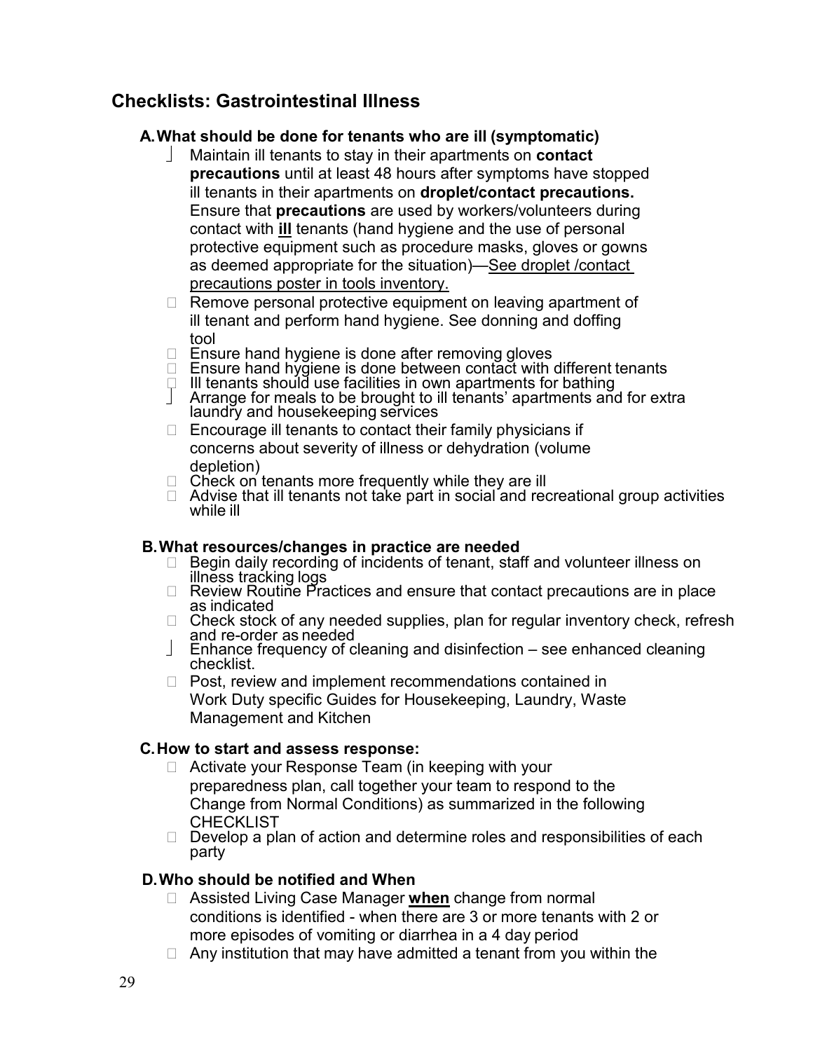## Checklists: Gastrointestinal Illness

### A. What should be done for tenants who are ill (symptomatic)

- Maintain ill tenants to stay in their apartments on **contact precautions** until at least 48 hours after symptoms have stopped ill tenants in their apartments on **droplet/contact precautions.** Ensure that **precautions** are used by workers/volunteers during contact with **ill** tenants (hand hygiene and the use of personal protective equipment such as procedure masks, gloves or gowns as deemed appropriate for the situation)—See droplet /contact precautions poster in tools inventory.
- Remove personal protective equipment on leaving apartment of ill tenant and perform hand hygiene. See donning and doffing tool
- Ensure hand hygiene is done after removing gloves
- Ensure hand hygiene is done between contact with different tenants
- Ill tenants should use facilities in own apartments for bathing
- Arrange for meals to be brought to ill tenants' apartments and for extra laundry and housekeeping services
- Encourage ill tenants to contact their family physicians if concerns about severity of illness or dehydration (volume depletion)
- Check on tenants more frequently while they are ill
- Advise that ill tenants not take part in social and recreational group activities while ill

### B. What resources/changes in practice are needed

- Begin daily recording of incidents of tenant, staff and volunteer illness on illness tracking logs
- Review Routine Practices and ensure that contact precautions are in place as indicated
- Check stock of any needed supplies, plan for regular inventory check, refresh and re-order as needed
- Enhance frequency of cleaning and disinfection – see enhanced cleaning checklist.
- Post, review and implement recommendations contained in Work Duty specific Guides for Housekeeping, Laundry, Waste Management and Kitchen

### C. How to start and assess response:

- Activate your Response Team (in keeping with your preparedness plan, call together your team to respond to the Change from Normal Conditions) as summarized in the following CHECKLIST
- Develop a plan of action and determine roles and responsibilities of each party

### D. Who should be notified and When

- Assisted Living Case Manager **when** change from normal conditions is identified - when there are 3 or more tenants with 2 or more episodes of vomiting or diarrhea in a 4 day period
- Any institution that may have admitted a tenant from you within the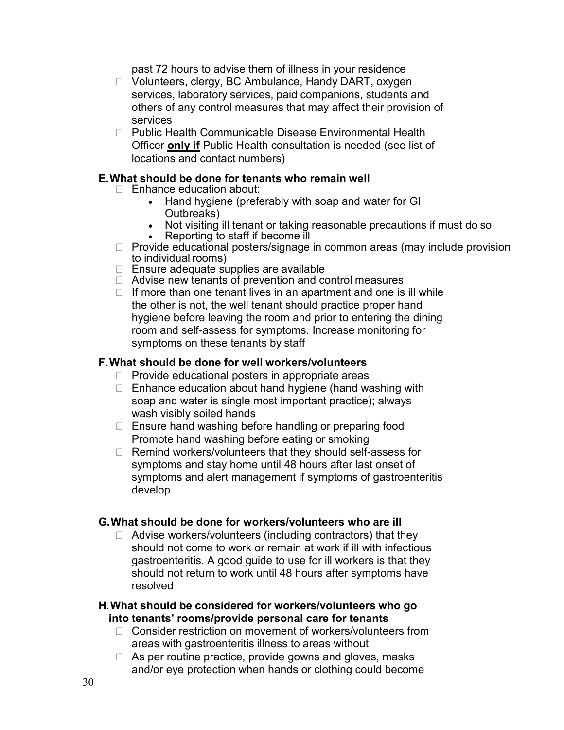past 72 hours to advise them of illness in your residence

- Volunteers, clergy, BC Ambulance, Handy DART, oxygen services, laboratory services, paid companions, students and others of any control measures that may affect their provision of services
- Public Health Communicable Disease Environmental Health Officer **only if** Public Health consultation is needed (see list of locations and contact numbers)

### E. What should be done for tenants who remain well

- Enhance education about:
  - Hand hygiene (preferably with soap and water for GI Outbreaks)
  - Not visiting ill tenant or taking reasonable precautions if must do so
  - Reporting to staff if become ill
- Provide educational posters/signage in common areas (may include provision to individual rooms)
- Ensure adequate supplies are available
- Advise new tenants of prevention and control measures
- If more than one tenant lives in an apartment and one is ill while the other is not, the well tenant should practice proper hand hygiene before leaving the room and prior to entering the dining room and self-assess for symptoms. Increase monitoring for symptoms on these tenants by staff

### F. What should be done for well workers/volunteers

- Provide educational posters in appropriate areas
- Enhance education about hand hygiene (hand washing with soap and water is single most important practice); always wash visibly soiled hands
- Ensure hand washing before handling or preparing food Promote hand washing before eating or smoking
- Remind workers/volunteers that they should self-assess for symptoms and stay home until 48 hours after last onset of symptoms and alert management if symptoms of gastroenteritis develop

### G. What should be done for workers/volunteers who are ill

- Advise workers/volunteers (including contractors) that they should not come to work or remain at work if ill with infectious gastroenteritis. A good guide to use for ill workers is that they should not return to work until 48 hours after symptoms have resolved

### H. What should be considered for workers/volunteers who go into tenants' rooms/provide personal care for tenants

- Consider restriction on movement of workers/volunteers from areas with gastroenteritis illness to areas without
- As per routine practice, provide gowns and gloves, masks and/or eye protection when hands or clothing could become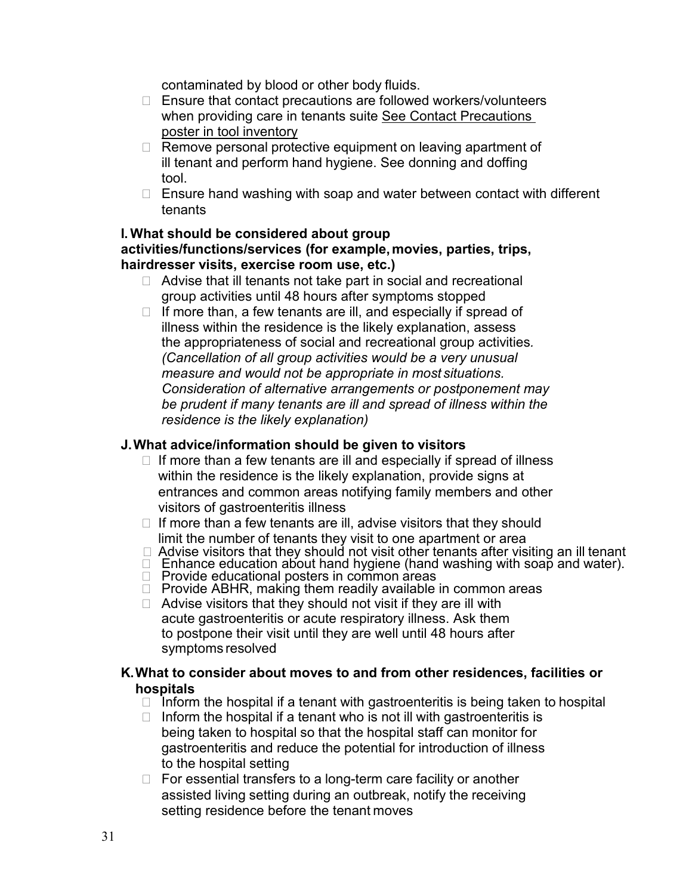contaminated by blood or other body fluids.

- Ensure that contact precautions are followed workers/volunteers when providing care in tenants suite See Contact Precautions poster in tool inventory
- Remove personal protective equipment on leaving apartment of ill tenant and perform hand hygiene. See donning and doffing tool.
- Ensure hand washing with soap and water between contact with different tenants

**I. What should be considered about group activities/functions/services (for example, movies, parties, trips, hairdresser visits, exercise room use, etc.)**

- Advise that ill tenants not take part in social and recreational group activities until 48 hours after symptoms stopped
- If more than, a few tenants are ill, and especially if spread of illness within the residence is the likely explanation, assess the appropriateness of social and recreational group activities. *(Cancellation of all group activities would be a very unusual measure and would not be appropriate in most situations. Consideration of alternative arrangements or postponement may be prudent if many tenants are ill and spread of illness within the residence is the likely explanation)*

**J. What advice/information should be given to visitors**

- If more than a few tenants are ill and especially if spread of illness within the residence is the likely explanation, provide signs at entrances and common areas notifying family members and other visitors of gastroenteritis illness
- If more than a few tenants are ill, advise visitors that they should limit the number of tenants they visit to one apartment or area
- Advise visitors that they should not visit other tenants after visiting an ill tenant
- Enhance education about hand hygiene (hand washing with soap and water).
- Provide educational posters in common areas
- Provide ABHR, making them readily available in common areas
- Advise visitors that they should not visit if they are ill with acute gastroenteritis or acute respiratory illness. Ask them to postpone their visit until they are well until 48 hours after symptoms resolved

**K. What to consider about moves to and from other residences, facilities or hospitals**

- Inform the hospital if a tenant with gastroenteritis is being taken to hospital
- Inform the hospital if a tenant who is not ill with gastroenteritis is being taken to hospital so that the hospital staff can monitor for gastroenteritis and reduce the potential for introduction of illness to the hospital setting
- For essential transfers to a long-term care facility or another assisted living setting during an outbreak, notify the receiving setting residence before the tenant moves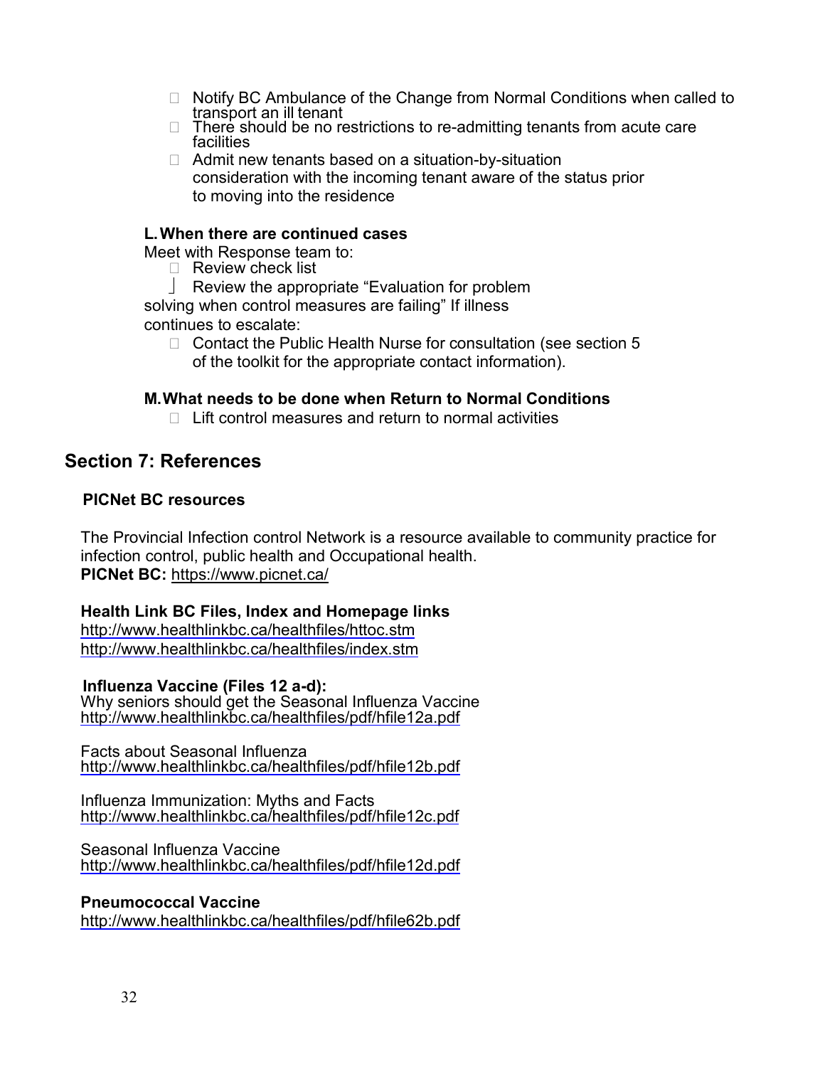- Notify BC Ambulance of the Change from Normal Conditions when called to transport an ill tenant
- There should be no restrictions to re-admitting tenants from acute care facilities
- Admit new tenants based on a situation-by-situation consideration with the incoming tenant aware of the status prior to moving into the residence

### L. When there are continued cases

Meet with Response team to:

- Review check list
- Review the appropriate "Evaluation for problem solving when control measures are failing" If illness continues to escalate:
- Contact the Public Health Nurse for consultation (see section 5 of the toolkit for the appropriate contact information).

### M. What needs to be done when Return to Normal Conditions

- Lift control measures and return to normal activities

## Section 7: References

### PICNet BC resources

The Provincial Infection control Network is a resource available to community practice for infection control, public health and Occupational health.
**PICNet BC:** https://www.picnet.ca/

**Health Link BC Files, Index and Homepage links**
http://www.healthlinkbc.ca/healthfiles/httoc.stm
http://www.healthlinkbc.ca/healthfiles/index.stm

**Influenza Vaccine (Files 12 a-d):**
Why seniors should get the Seasonal Influenza Vaccine
http://www.healthlinkbc.ca/healthfiles/pdf/hfile12a.pdf

Facts about Seasonal Influenza
http://www.healthlinkbc.ca/healthfiles/pdf/hfile12b.pdf

Influenza Immunization: Myths and Facts
http://www.healthlinkbc.ca/healthfiles/pdf/hfile12c.pdf

Seasonal Influenza Vaccine
http://www.healthlinkbc.ca/healthfiles/pdf/hfile12d.pdf

**Pneumococcal Vaccine**
http://www.healthlinkbc.ca/healthfiles/pdf/hfile62b.pdf